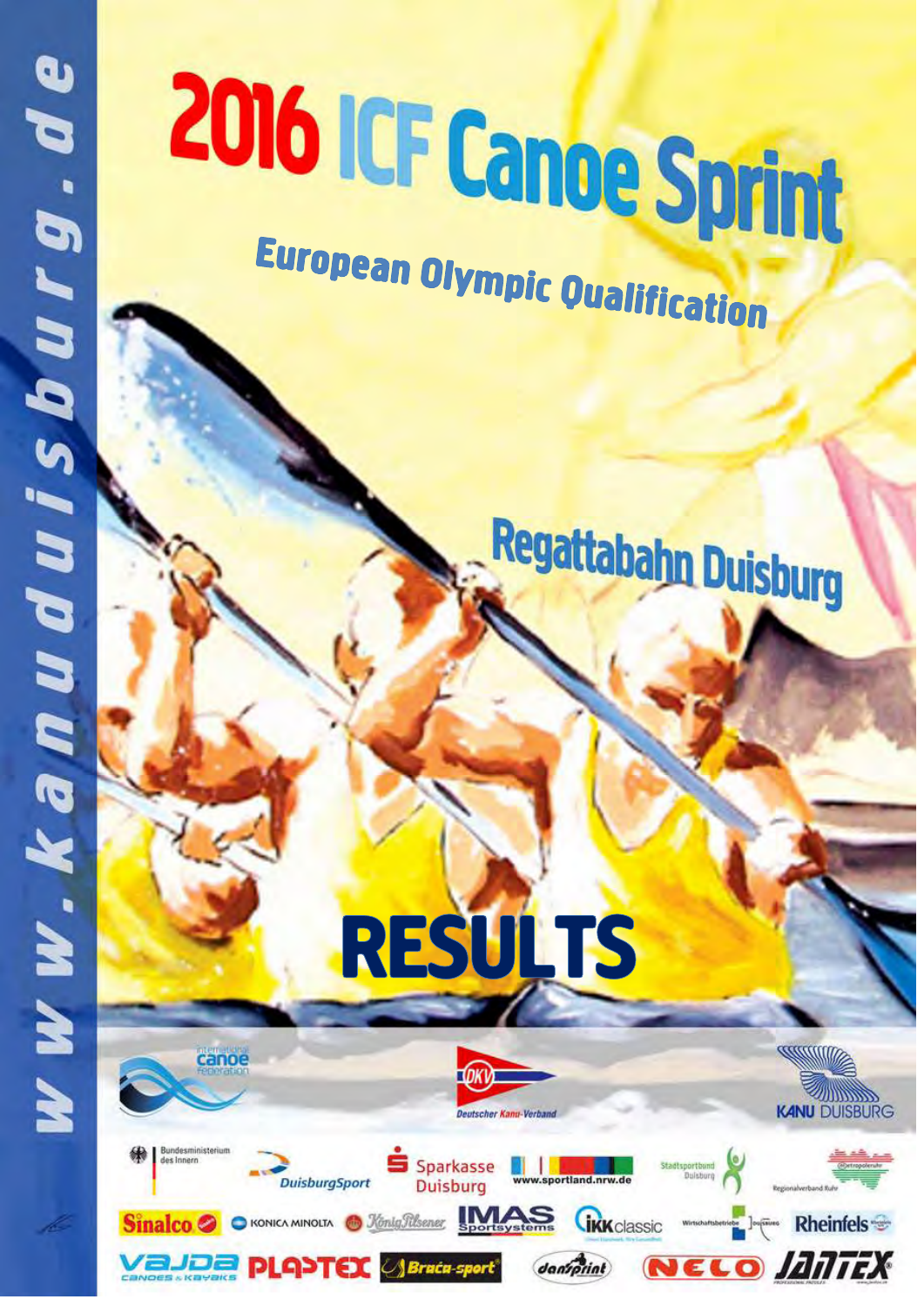www.kanuduisburg.de

# 2016 ICF Canoe Sprint

## European Olympic Qualification

Regattabahn Duisburg

# RESULTS

International canoe federation

Deutscher Kanu-Verband

KANU DUISBURG

Bundesministerium des Innern

DuisburgSport

Sparkasse Duisburg

www.sportland.nrw.de

Stadtsportbund Duisburg

Metropole Ruhr Regionalverband Ruhr

Sinalco

KONICA MINOLTA

König Pilsener

IMAS Sportsystems

IKK classic

Wirtschaftsbetriebe Duisburg

Rheinfels

VAJDA CANOES & KAYAKS

PLASTEX

Braća-sport

dansprint

NELO

JANTEX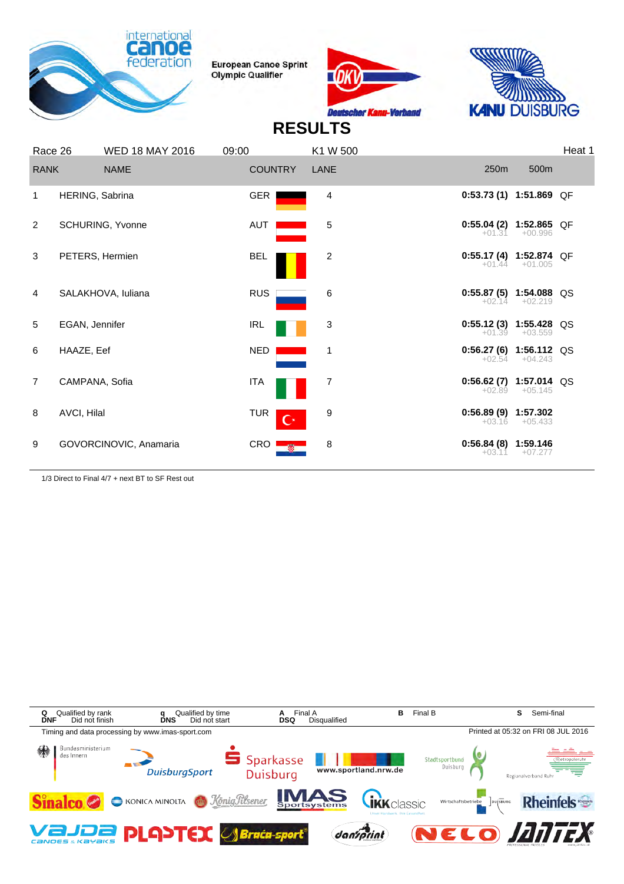European Canoe Sprint Olympic Qualifier

# RESULTS

| Race 26 | WED 18 MAY 2016 | 09:00 | K1 W 500 | | | | Heat 1 |
|---|---|---|---|---|---|---|---|
| RANK | NAME | COUNTRY | LANE | 250m | 500m | | |
| 1 | HERING, Sabrina | GER | 4 | 0:53.73 (1) | 1:51.869 | QF | |
| 2 | SCHURING, Yvonne | AUT | 5 | 0:55.04 (2) +01.31 | 1:52.865 +00.996 | QF | |
| 3 | PETERS, Hermien | BEL | 2 | 0:55.17 (4) +01.44 | 1:52.874 +01.005 | QF | |
| 4 | SALAKHOVA, Iuliana | RUS | 6 | 0:55.87 (5) +02.14 | 1:54.088 +02.219 | QS | |
| 5 | EGAN, Jennifer | IRL | 3 | 0:55.12 (3) +01.39 | 1:55.428 +03.559 | QS | |
| 6 | HAAZE, Eef | NED | 1 | 0:56.27 (6) +02.54 | 1:56.112 +04.243 | QS | |
| 7 | CAMPANA, Sofia | ITA | 7 | 0:56.62 (7) +02.89 | 1:57.014 +05.145 | QS | |
| 8 | AVCI, Hilal | TUR | 9 | 0:56.89 (9) +03.16 | 1:57.302 +05.433 | | |
| 9 | GOVORCINOVIC, Anamaria | CRO | 8 | 0:56.84 (8) +03.11 | 1:59.146 +07.277 | | |

1/3 Direct to Final 4/7 + next BT to SF Rest out

| | | | | |
|---|---|---|---|---|
| **Q** Qualified by rank | **q** Qualified by time | **A** Final A | **B** Final B | **S** Semi-final |
| **DNF** Did not finish | **DNS** Did not start | **DSQ** Disqualified | | |

Timing and data processing by www.imas-sport.com

Printed at 05:32 on FRI 08 JUL 2016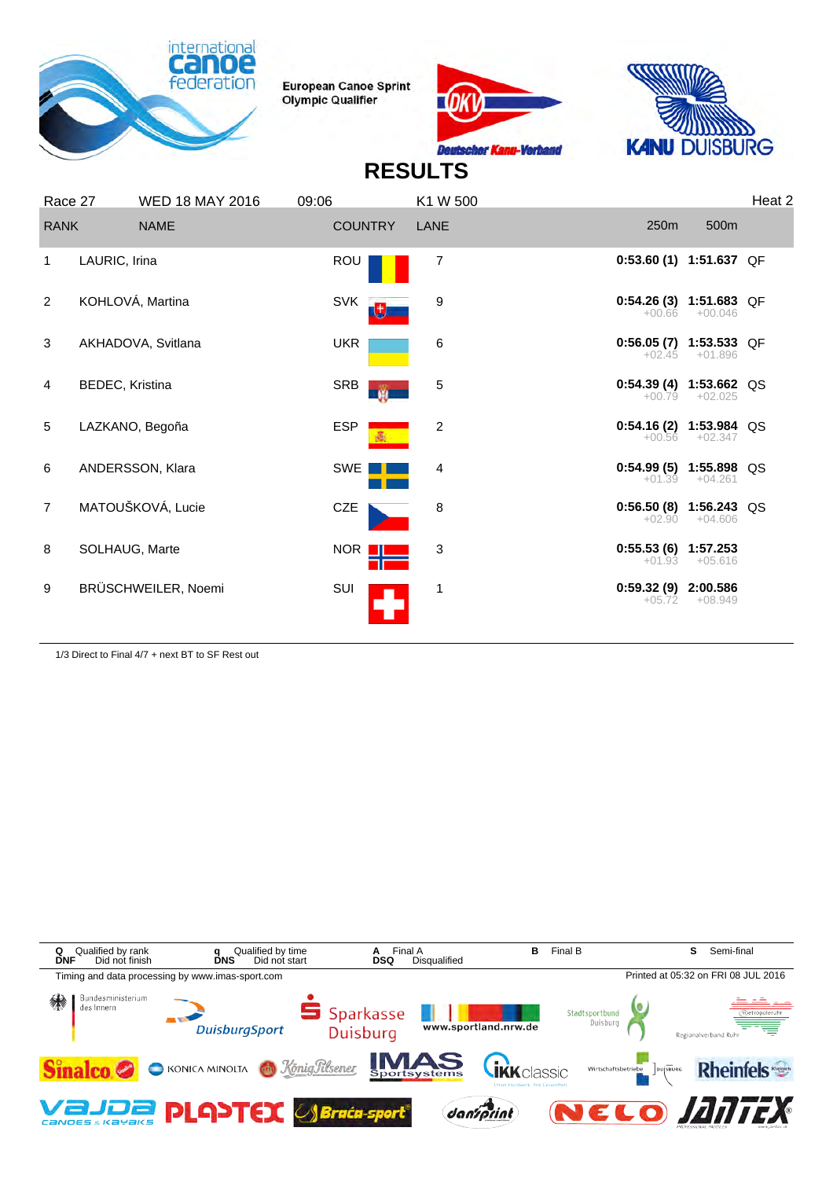European Canoe Sprint Olympic Qualifier

# RESULTS

| Race 27 | WED 18 MAY 2016 | 09:06 | K1 W 500 | | | Heat 2 |
|---|---|---|---|---|---|---|
| RANK | NAME | COUNTRY | LANE | 250m | 500m | |
| 1 | LAURIC, Irina | ROU | 7 | **0:53.60 (1)** | **1:51.637** | QF |
| 2 | KOHLOVÁ, Martina | SVK | 9 | **0:54.26 (3)** +00.66 | **1:51.683** +00.046 | QF |
| 3 | AKHADOVA, Svitlana | UKR | 6 | **0:56.05 (7)** +02.45 | **1:53.533** +01.896 | QF |
| 4 | BEDEC, Kristina | SRB | 5 | **0:54.39 (4)** +00.79 | **1:53.662** +02.025 | QS |
| 5 | LAZKANO, Begoña | ESP | 2 | **0:54.16 (2)** +00.56 | **1:53.984** +02.347 | QS |
| 6 | ANDERSSON, Klara | SWE | 4 | **0:54.99 (5)** +01.39 | **1:55.898** +04.261 | QS |
| 7 | MATOUŠKOVÁ, Lucie | CZE | 8 | **0:56.50 (8)** +02.90 | **1:56.243** +04.606 | QS |
| 8 | SOLHAUG, Marte | NOR | 3 | **0:55.53 (6)** +01.93 | **1:57.253** +05.616 | |
| 9 | BRÜSCHWEILER, Noemi | SUI | 1 | **0:59.32 (9)** +05.72 | **2:00.586** +08.949 | |

1/3 Direct to Final 4/7 + next BT to SF Rest out

**Q** Qualified by rank **q** Qualified by time **A** Final A **B** Final B **S** Semi-final
**DNF** Did not finish **DNS** Did not start **DSQ** Disqualified

Timing and data processing by www.imas-sport.com

Printed at 05:32 on FRI 08 JUL 2016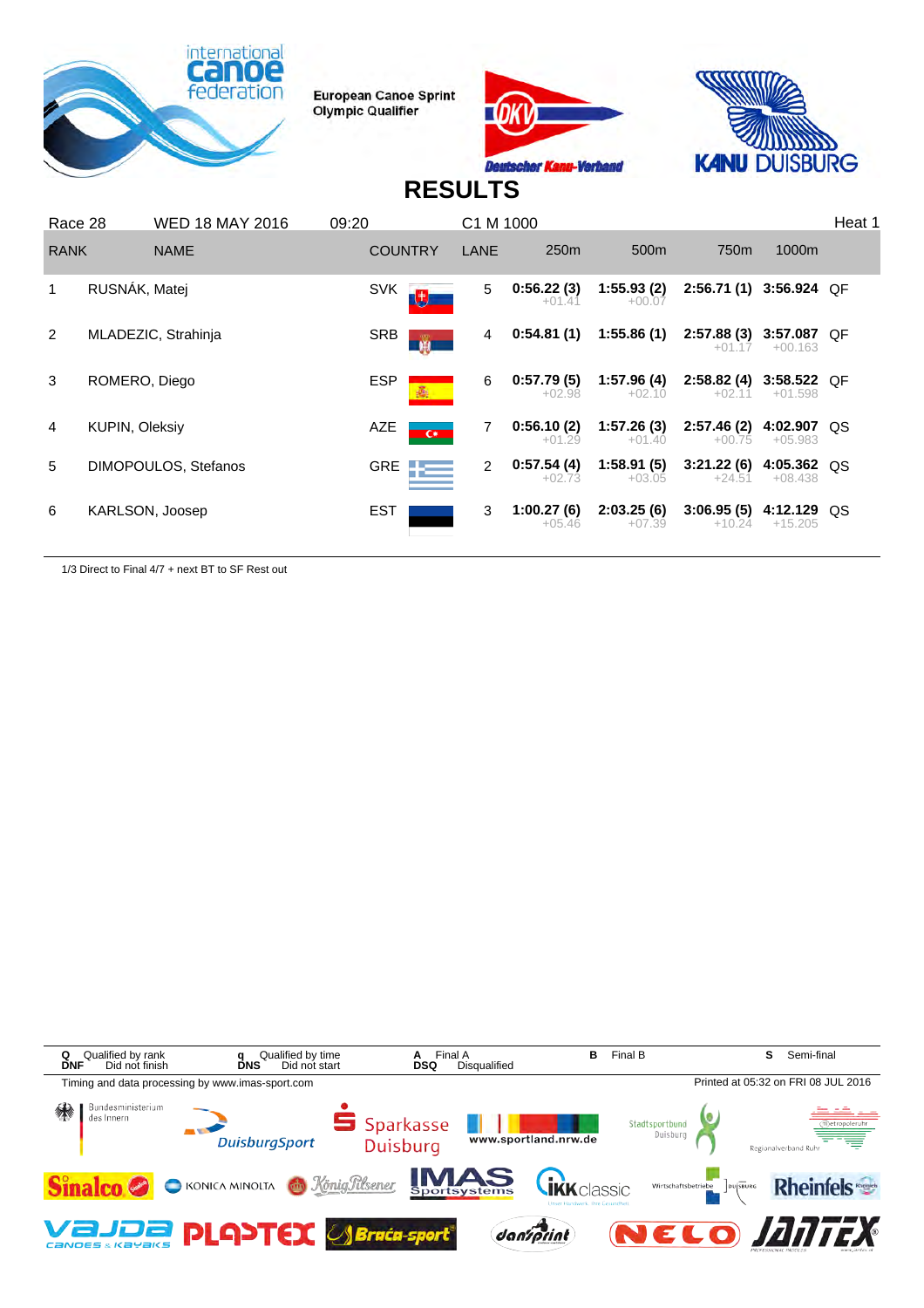European Canoe Sprint Olympic Qualifier

# RESULTS

Race 28 | WED 18 MAY 2016 | 09:20 | C1 M 1000 | Heat 1

| RANK | NAME | COUNTRY | LANE | 250m | 500m | 750m | 1000m | |
|---|---|---|---|---|---|---|---|---|
| 1 | RUSNÁK, Matej | SVK | 5 | 0:56.22 (3) +01.41 | 1:55.93 (2) +00.07 | 2:56.71 (1) | 3:56.924 | QF |
| 2 | MLADEZIC, Strahinja | SRB | 4 | 0:54.81 (1) | 1:55.86 (1) | 2:57.88 (3) +01.17 | 3:57.087 +00.163 | QF |
| 3 | ROMERO, Diego | ESP | 6 | 0:57.79 (5) +02.98 | 1:57.96 (4) +02.10 | 2:58.82 (4) +02.11 | 3:58.522 +01.598 | QF |
| 4 | KUPIN, Oleksiy | AZE | 7 | 0:56.10 (2) +01.29 | 1:57.26 (3) +01.40 | 2:57.46 (2) +00.75 | 4:02.907 +05.983 | QS |
| 5 | DIMOPOULOS, Stefanos | GRE | 2 | 0:57.54 (4) +02.73 | 1:58.91 (5) +03.05 | 3:21.22 (6) +24.51 | 4:05.362 +08.438 | QS |
| 6 | KARLSON, Joosep | EST | 3 | 1:00.27 (6) +05.46 | 2:03.25 (6) +07.39 | 3:06.95 (5) +10.24 | 4:12.129 +15.205 | QS |

1/3 Direct to Final 4/7 + next BT to SF Rest out

| | | | | | | | |
|---|---|---|---|---|---|---|---|
| **Q** | Qualified by rank | **q** | Qualified by time | **A** | Final A | **B** | Final B | **S** | Semi-final |
| **DNF** | Did not finish | **DNS** | Did not start | **DSQ** | Disqualified | | |

Timing and data processing by www.imas-sport.com

Printed at 05:32 on FRI 08 JUL 2016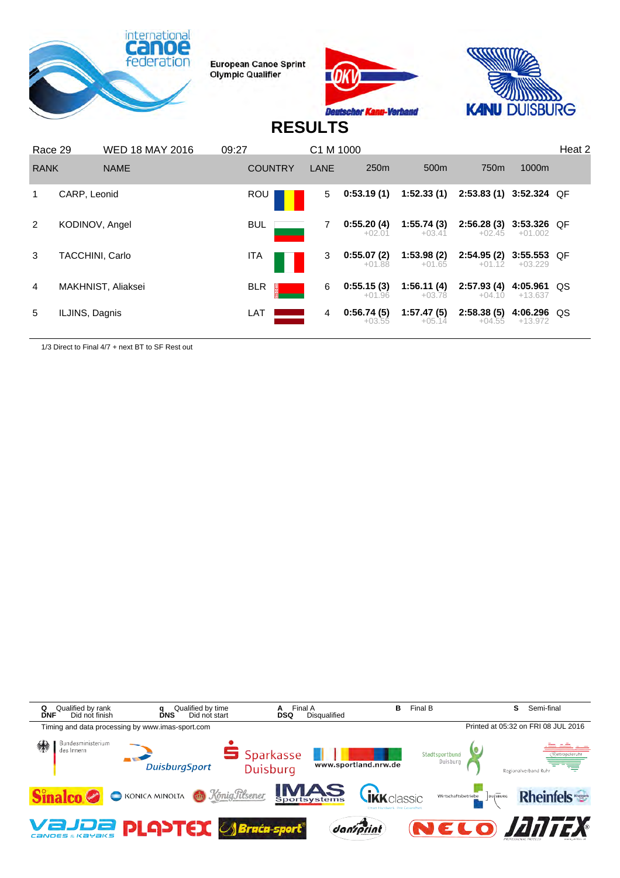European Canoe Sprint Olympic Qualifier

# RESULTS

Race 29 | WED 18 MAY 2016 | 09:27 | C1 M 1000 | Heat 2

| RANK | NAME | COUNTRY | LANE | 250m | 500m | 750m | 1000m | |
|---|---|---|---|---|---|---|---|---|
| 1 | CARP, Leonid | ROU | 5 | 0:53.19 (1) | 1:52.33 (1) | 2:53.83 (1) | 3:52.324 | QF |
| 2 | KODINOV, Angel | BUL | 7 | 0:55.20 (4) +02.01 | 1:55.74 (3) +03.41 | 2:56.28 (3) +02.45 | 3:53.326 +01.002 | QF |
| 3 | TACCHINI, Carlo | ITA | 3 | 0:55.07 (2) +01.88 | 1:53.98 (2) +01.65 | 2:54.95 (2) +01.12 | 3:55.553 +03.229 | QF |
| 4 | MAKHNIST, Aliaksei | BLR | 6 | 0:55.15 (3) +01.96 | 1:56.11 (4) +03.78 | 2:57.93 (4) +04.10 | 4:05.961 +13.637 | QS |
| 5 | ILJINS, Dagnis | LAT | 4 | 0:56.74 (5) +03.55 | 1:57.47 (5) +05.14 | 2:58.38 (5) +04.55 | 4:06.296 +13.972 | QS |

1/3 Direct to Final 4/7 + next BT to SF Rest out

| | | | | |
|---|---|---|---|---|
| Q Qualified by rank | q Qualified by time | A Final A | B Final B | S Semi-final |
| DNF Did not finish | DNS Did not start | DSQ Disqualified | | |

Timing and data processing by www.imas-sport.com

Printed at 05:32 on FRI 08 JUL 2016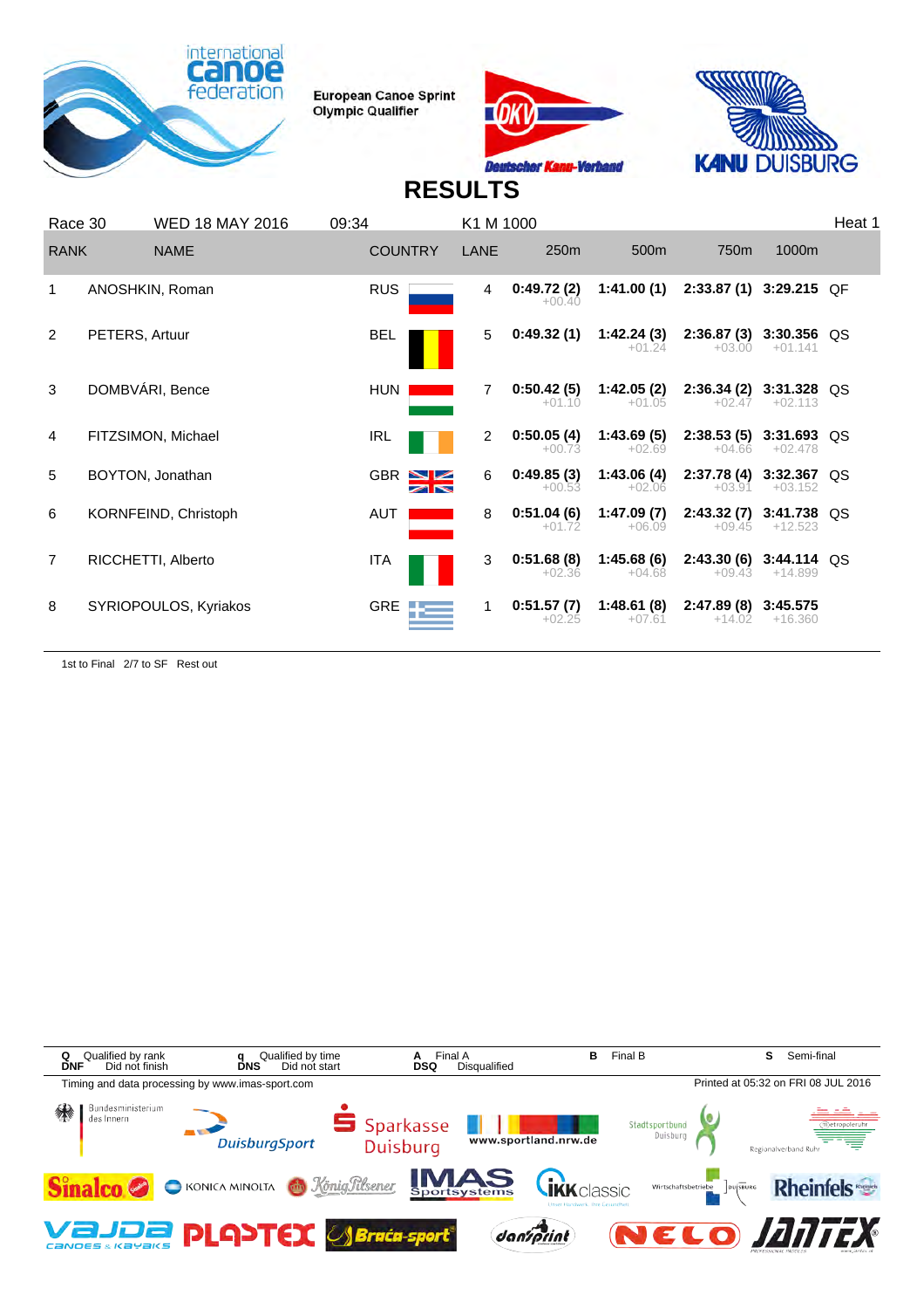European Canoe Sprint Olympic Qualifier

# RESULTS

Race 30 | WED 18 MAY 2016 | 09:34 | K1 M 1000 | Heat 1

| RANK | NAME | COUNTRY | LANE | 250m | 500m | 750m | 1000m | |
|---|---|---|---|---|---|---|---|---|
| 1 | ANOSHKIN, Roman | RUS | 4 | 0:49.72 (2) +00.40 | 1:41.00 (1) | 2:33.87 (1) | 3:29.215 | QF |
| 2 | PETERS, Artuur | BEL | 5 | 0:49.32 (1) | 1:42.24 (3) +01.24 | 2:36.87 (3) +03.00 | 3:30.356 +01.141 | QS |
| 3 | DOMBVÁRI, Bence | HUN | 7 | 0:50.42 (5) +01.10 | 1:42.05 (2) +01.05 | 2:36.34 (2) +02.47 | 3:31.328 +02.113 | QS |
| 4 | FITZSIMON, Michael | IRL | 2 | 0:50.05 (4) +00.73 | 1:43.69 (5) +02.69 | 2:38.53 (5) +04.66 | 3:31.693 +02.478 | QS |
| 5 | BOYTON, Jonathan | GBR | 6 | 0:49.85 (3) +00.53 | 1:43.06 (4) +02.06 | 2:37.78 (4) +03.91 | 3:32.367 +03.152 | QS |
| 6 | KORNFEIND, Christoph | AUT | 8 | 0:51.04 (6) +01.72 | 1:47.09 (7) +06.09 | 2:43.32 (7) +09.45 | 3:41.738 +12.523 | QS |
| 7 | RICCHETTI, Alberto | ITA | 3 | 0:51.68 (8) +02.36 | 1:45.68 (6) +04.68 | 2:43.30 (6) +09.43 | 3:44.114 +14.899 | QS |
| 8 | SYRIOPOULOS, Kyriakos | GRE | 1 | 0:51.57 (7) +02.25 | 1:48.61 (8) +07.61 | 2:47.89 (8) +14.02 | 3:45.575 +16.360 | |

1st to Final 2/7 to SF Rest out

Q Qualified by rank | q Qualified by time | A Final A | B Final B | S Semi-final
DNF Did not finish | DNS Did not start | DSQ Disqualified

Timing and data processing by www.imas-sport.com

Printed at 05:32 on FRI 08 JUL 2016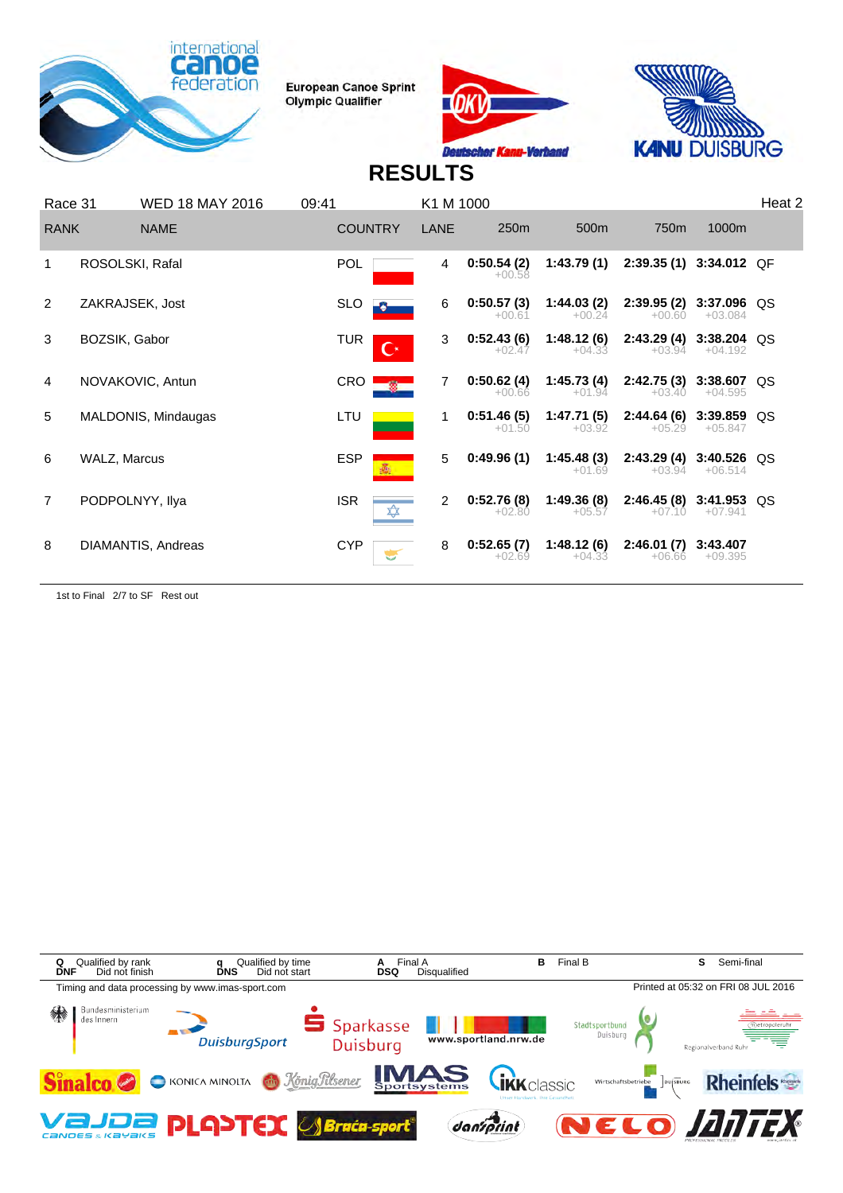European Canoe Sprint Olympic Qualifier

# RESULTS

Race 31 | WED 18 MAY 2016 | 09:41 | K1 M 1000 | Heat 2

| RANK | NAME | COUNTRY | LANE | 250m | 500m | 750m | 1000m | |
|---|---|---|---|---|---|---|---|---|
| 1 | ROSOLSKI, Rafal | POL | 4 | **0:50.54 (2)** +00.58 | **1:43.79 (1)** | **2:39.35 (1)** | **3:34.012** | QF |
| 2 | ZAKRAJSEK, Jost | SLO | 6 | **0:50.57 (3)** +00.61 | **1:44.03 (2)** +00.24 | **2:39.95 (2)** +00.60 | **3:37.096** +03.084 | QS |
| 3 | BOZSIK, Gabor | TUR | 3 | **0:52.43 (6)** +02.47 | **1:48.12 (6)** +04.33 | **2:43.29 (4)** +03.94 | **3:38.204** +04.192 | QS |
| 4 | NOVAKOVIC, Antun | CRO | 7 | **0:50.62 (4)** +00.66 | **1:45.73 (4)** +01.94 | **2:42.75 (3)** +03.40 | **3:38.607** +04.595 | QS |
| 5 | MALDONIS, Mindaugas | LTU | 1 | **0:51.46 (5)** +01.50 | **1:47.71 (5)** +03.92 | **2:44.64 (6)** +05.29 | **3:39.859** +05.847 | QS |
| 6 | WALZ, Marcus | ESP | 5 | **0:49.96 (1)** | **1:45.48 (3)** +01.69 | **2:43.29 (4)** +03.94 | **3:40.526** +06.514 | QS |
| 7 | PODPOLNYY, Ilya | ISR | 2 | **0:52.76 (8)** +02.80 | **1:49.36 (8)** +05.57 | **2:46.45 (8)** +07.10 | **3:41.953** +07.941 | QS |
| 8 | DIAMANTIS, Andreas | CYP | 8 | **0:52.65 (7)** +02.69 | **1:48.12 (6)** +04.33 | **2:46.01 (7)** +06.66 | **3:43.407** +09.395 | |

1st to Final 2/7 to SF Rest out

| | | | | | | | |
|---|---|---|---|---|---|---|---|
| **Q** | Qualified by rank | **q** | Qualified by time | **A** | Final A | **B** | Final B |
| **DNF** | Did not finish | **DNS** | Did not start | **DSQ** | Disqualified | **S** | Semi-final |

Timing and data processing by www.imas-sport.com

Printed at 05:32 on FRI 08 JUL 2016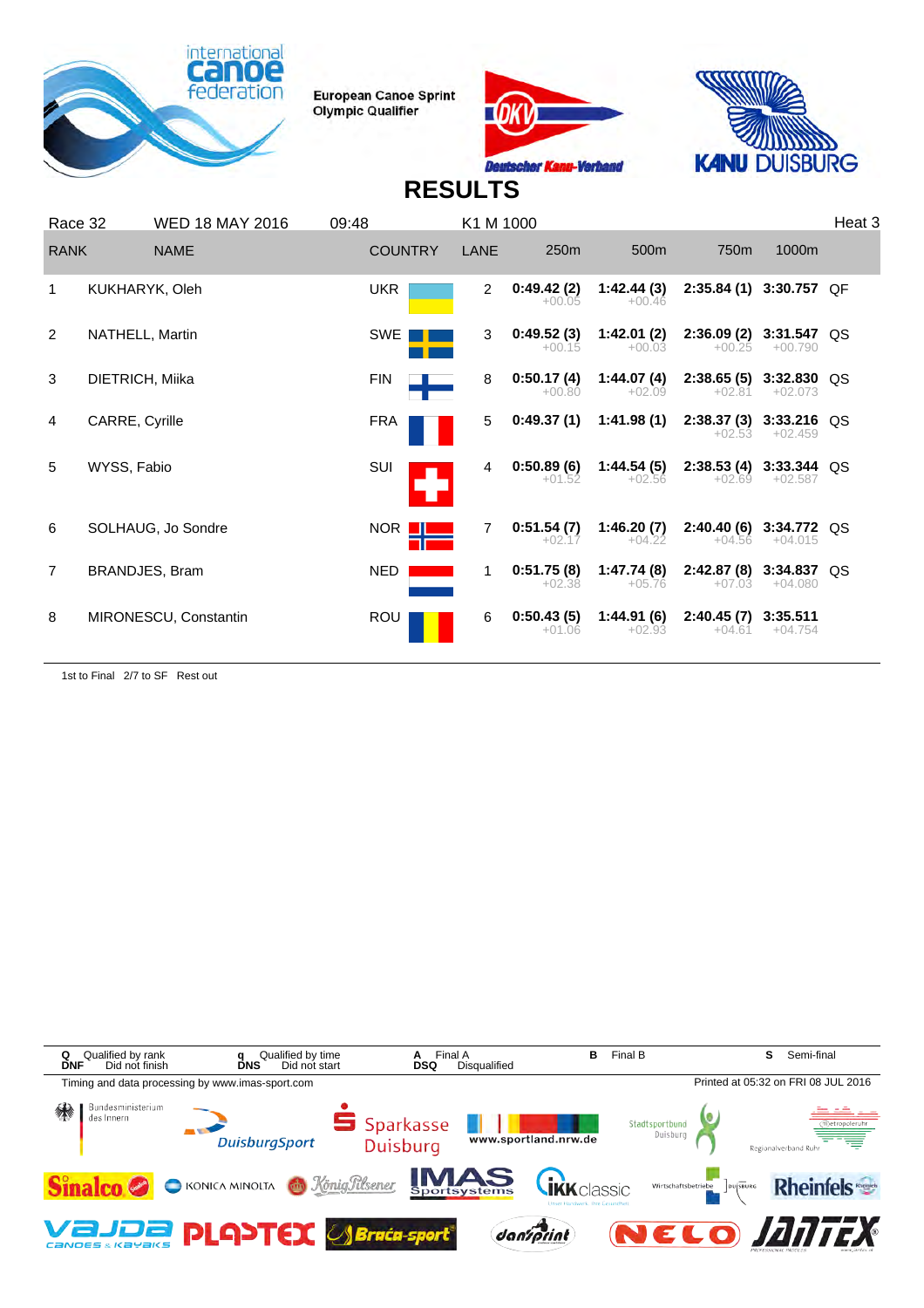European Canoe Sprint Olympic Qualifier

# RESULTS

Race 32 WED 18 MAY 2016 09:48 K1 M 1000 Heat 3

| RANK | NAME | COUNTRY | LANE | 250m | 500m | 750m | 1000m | |
|---|---|---|---|---|---|---|---|---|
| 1 | KUKHARYK, Oleh | UKR | 2 | 0:49.42 (2) +00.05 | 1:42.44 (3) +00.46 | 2:35.84 (1) | 3:30.757 | QF |
| 2 | NATHELL, Martin | SWE | 3 | 0:49.52 (3) +00.15 | 1:42.01 (2) +00.03 | 2:36.09 (2) +00.25 | 3:31.547 +00.790 | QS |
| 3 | DIETRICH, Miika | FIN | 8 | 0:50.17 (4) +00.80 | 1:44.07 (4) +02.09 | 2:38.65 (5) +02.81 | 3:32.830 +02.073 | QS |
| 4 | CARRE, Cyrille | FRA | 5 | 0:49.37 (1) | 1:41.98 (1) | 2:38.37 (3) +02.53 | 3:33.216 +02.459 | QS |
| 5 | WYSS, Fabio | SUI | 4 | 0:50.89 (6) +01.52 | 1:44.54 (5) +02.56 | 2:38.53 (4) +02.69 | 3:33.344 +02.587 | QS |
| 6 | SOLHAUG, Jo Sondre | NOR | 7 | 0:51.54 (7) +02.17 | 1:46.20 (7) +04.22 | 2:40.40 (6) +04.56 | 3:34.772 +04.015 | QS |
| 7 | BRANDJES, Bram | NED | 1 | 0:51.75 (8) +02.38 | 1:47.74 (8) +05.76 | 2:42.87 (8) +07.03 | 3:34.837 +04.080 | QS |
| 8 | MIRONESCU, Constantin | ROU | 6 | 0:50.43 (5) +01.06 | 1:44.91 (6) +02.93 | 2:40.45 (7) +04.61 | 3:35.511 +04.754 | |

1st to Final 2/7 to SF Rest out

| | | | | | |
|---|---|---|---|---|---|
| **Q** Qualified by rank | **q** Qualified by time | **A** Final A | **B** Final B | **S** Semi-final | |
| **DNF** Did not finish | **DNS** Did not start | **DSQ** Disqualified | | | |

Timing and data processing by www.imas-sport.com

Printed at 05:32 on FRI 08 JUL 2016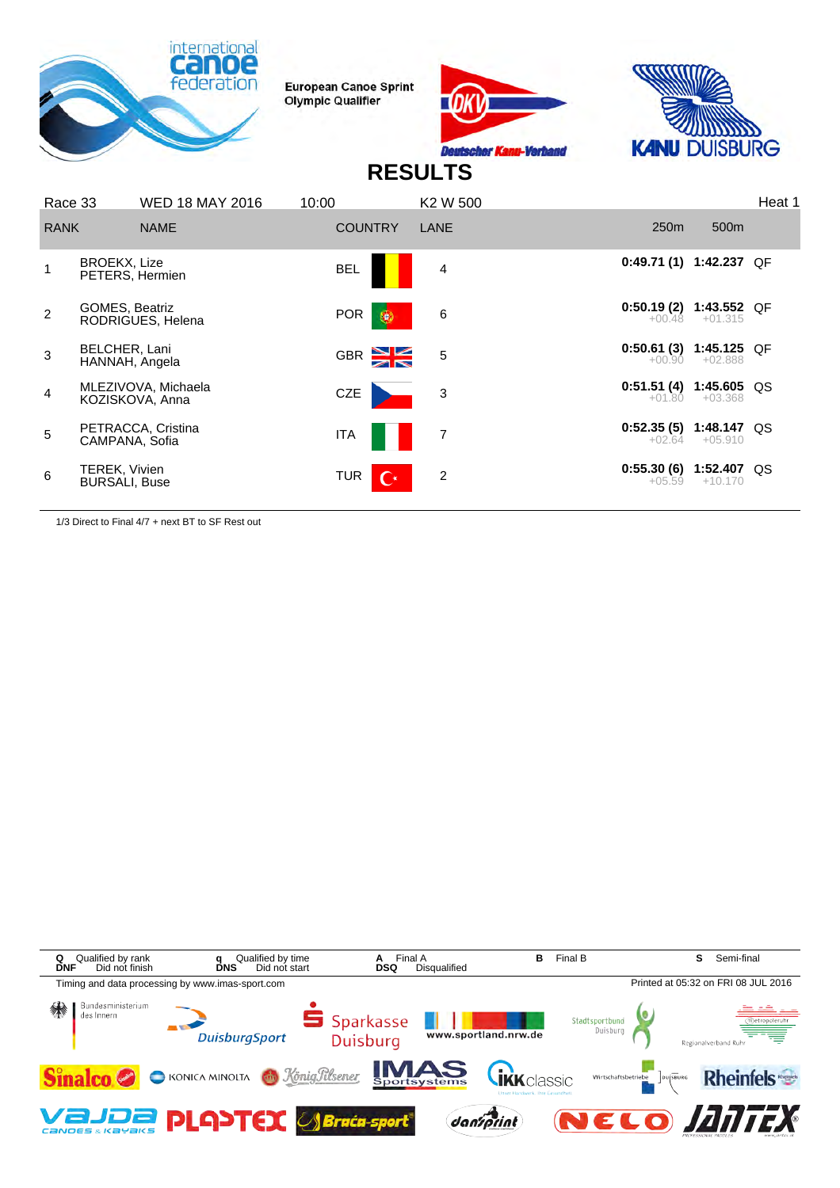European Canoe Sprint Olympic Qualifier

# RESULTS

| Race 33 | WED 18 MAY 2016 | 10:00 | K2 W 500 | | | | Heat 1 |
|---|---|---|---|---|---|---|---|
| RANK | NAME | COUNTRY | LANE | 250m | 500m | | |
| 1 | BROEKX, Lize<br>PETERS, Hermien | BEL | 4 | 0:49.71 (1) | 1:42.237 | QF | |
| 2 | GOMES, Beatriz<br>RODRIGUES, Helena | POR | 6 | 0:50.19 (2)<br>+00.48 | 1:43.552<br>+01.315 | QF | |
| 3 | BELCHER, Lani<br>HANNAH, Angela | GBR | 5 | 0:50.61 (3)<br>+00.90 | 1:45.125<br>+02.888 | QF | |
| 4 | MLEZIVOVA, Michaela<br>KOZISKOVA, Anna | CZE | 3 | 0:51.51 (4)<br>+01.80 | 1:45.605<br>+03.368 | QS | |
| 5 | PETRACCA, Cristina<br>CAMPANA, Sofia | ITA | 7 | 0:52.35 (5)<br>+02.64 | 1:48.147<br>+05.910 | QS | |
| 6 | TEREK, Vivien<br>BURSALI, Buse | TUR | 2 | 0:55.30 (6)<br>+05.59 | 1:52.407<br>+10.170 | QS | |

1/3 Direct to Final 4/7 + next BT to SF Rest out

Q Qualified by rank | q Qualified by time | A Final A | B Final B | S Semi-final
DNF Did not finish | DNS Did not start | DSQ Disqualified

Timing and data processing by www.imas-sport.com

Printed at 05:32 on FRI 08 JUL 2016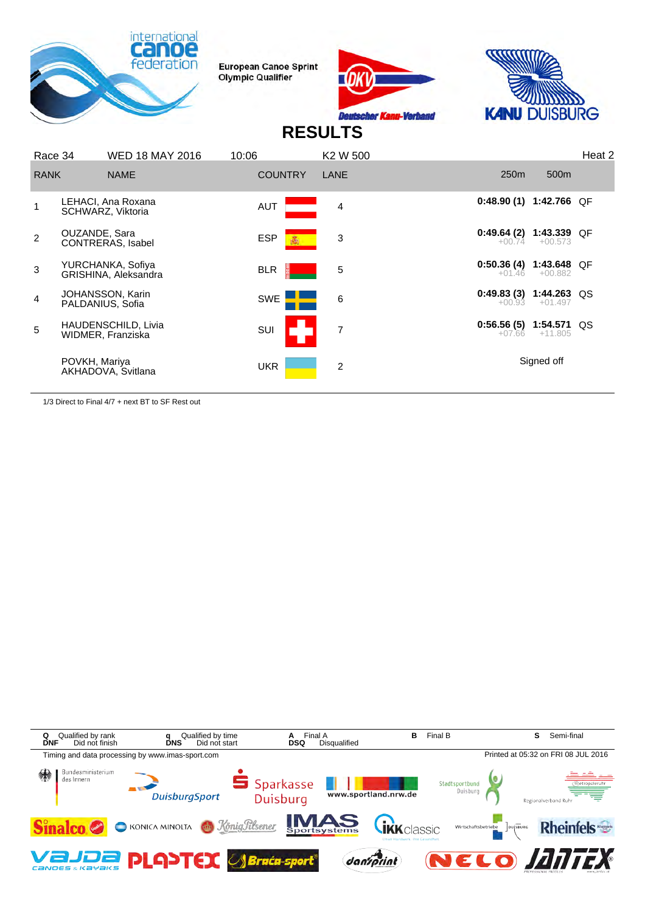European Canoe Sprint Olympic Qualifier

# RESULTS

Race 34 | WED 18 MAY 2016 | 10:06 | K2 W 500 | Heat 2

| RANK | NAME | COUNTRY | LANE | 250m | 500m | |
|---|---|---|---|---|---|---|
| 1 | LEHACI, Ana Roxana<br>SCHWARZ, Viktoria | AUT | 4 | 0:48.90 (1) | 1:42.766 | QF |
| 2 | OUZANDE, Sara<br>CONTRERAS, Isabel | ESP | 3 | 0:49.64 (2)<br>+00.74 | 1:43.339<br>+00.573 | QF |
| 3 | YURCHANKA, Sofiya<br>GRISHINA, Aleksandra | BLR | 5 | 0:50.36 (4)<br>+01.46 | 1:43.648<br>+00.882 | QF |
| 4 | JOHANSSON, Karin<br>PALDANIUS, Sofia | SWE | 6 | 0:49.83 (3)<br>+00.93 | 1:44.263<br>+01.497 | QS |
| 5 | HAUDENSCHILD, Livia<br>WIDMER, Franziska | SUI | 7 | 0:56.56 (5)<br>+07.66 | 1:54.571<br>+11.805 | QS |
| | POVKH, Mariya<br>AKHADOVA, Svitlana | UKR | 2 | Signed off | | |

1/3 Direct to Final 4/7 + next BT to SF Rest out

Q Qualified by rank | q Qualified by time | A Final A | B Final B | S Semi-final
DNF Did not finish | DNS Did not start | DSQ Disqualified

Timing and data processing by www.imas-sport.com

Printed at 05:32 on FRI 08 JUL 2016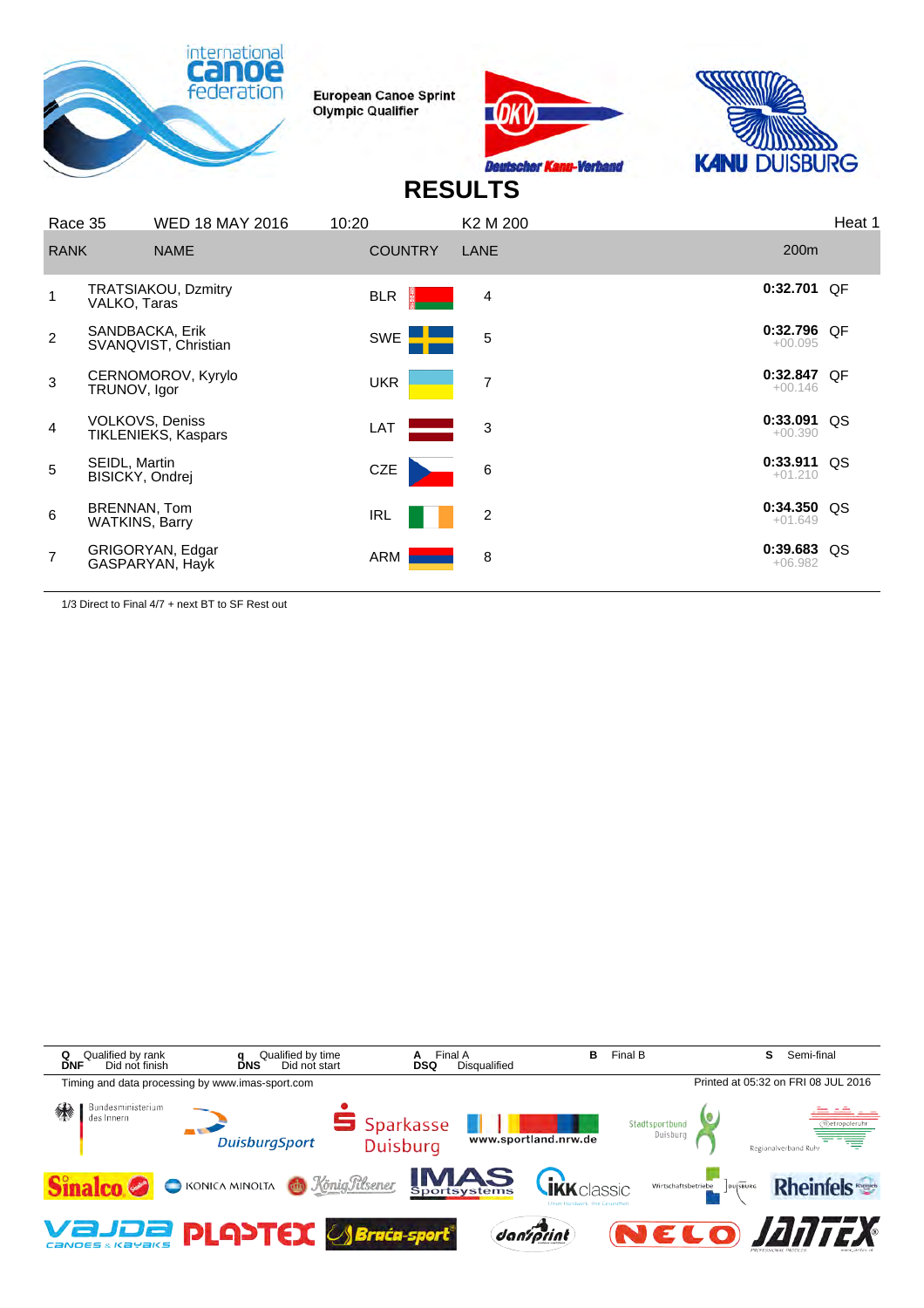European Canoe Sprint Olympic Qualifier

# RESULTS

Race 35 | WED 18 MAY 2016 | 10:20 | K2 M 200 | Heat 1

| RANK | NAME | COUNTRY | LANE | 200m | |
|---|---|---|---|---|---|
| 1 | TRATSIAKOU, Dzmitry<br>VALKO, Taras | BLR | 4 | **0:32.701** | QF |
| 2 | SANDBACKA, Erik<br>SVANQVIST, Christian | SWE | 5 | **0:32.796**<br>+00.095 | QF |
| 3 | CERNOMOROV, Kyrylo<br>TRUNOV, Igor | UKR | 7 | **0:32.847**<br>+00.146 | QF |
| 4 | VOLKOVS, Deniss<br>TIKLENIEKS, Kaspars | LAT | 3 | **0:33.091**<br>+00.390 | QS |
| 5 | SEIDL, Martin<br>BISICKY, Ondrej | CZE | 6 | **0:33.911**<br>+01.210 | QS |
| 6 | BRENNAN, Tom<br>WATKINS, Barry | IRL | 2 | **0:34.350**<br>+01.649 | QS |
| 7 | GRIGORYAN, Edgar<br>GASPARYAN, Hayk | ARM | 8 | **0:39.683**<br>+06.982 | QS |

1/3 Direct to Final 4/7 + next BT to SF Rest out

| | | | | | | | | |
|---|---|---|---|---|---|---|---|---|
| **Q** | Qualified by rank | **q** | Qualified by time | **A** | Final A | **B** | Final B | **S** Semi-final |
| **DNF** | Did not finish | **DNS** | Did not start | **DSQ** | Disqualified | | | |

Timing and data processing by www.imas-sport.com

Printed at 05:32 on FRI 08 JUL 2016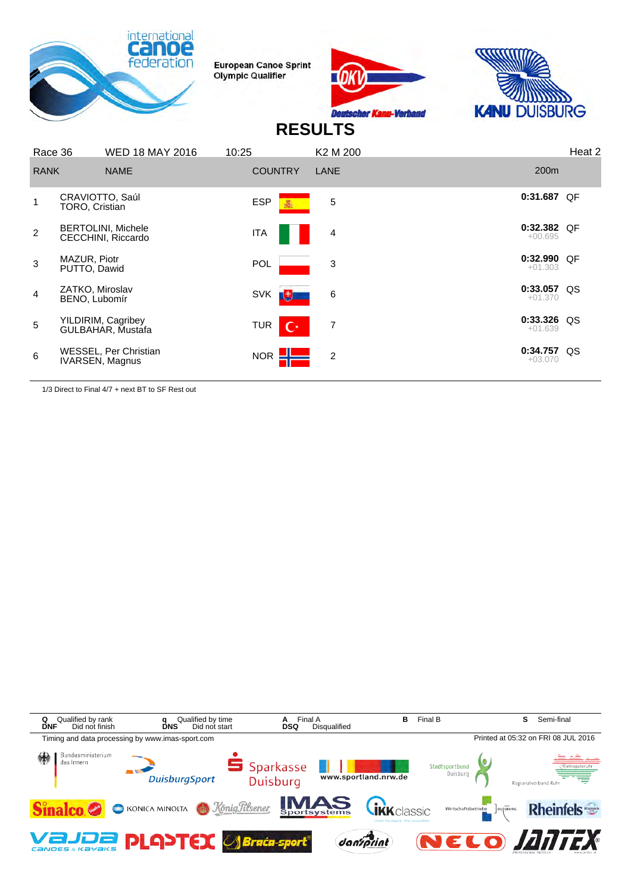European Canoe Sprint Olympic Qualifier

# RESULTS

Race 36 | WED 18 MAY 2016 | 10:25 | K2 M 200 | Heat 2

| RANK | NAME | COUNTRY | LANE | 200m | |
|---|---|---|---|---|---|
| 1 | CRAVIOTTO, Saúl<br>TORO, Cristian | ESP | 5 | 0:31.687 | QF |
| 2 | BERTOLINI, Michele<br>CECCHINI, Riccardo | ITA | 4 | 0:32.382<br>+00.695 | QF |
| 3 | MAZUR, Piotr<br>PUTTO, Dawid | POL | 3 | 0:32.990<br>+01.303 | QF |
| 4 | ZATKO, Miroslav<br>BENO, Lubomír | SVK | 6 | 0:33.057<br>+01.370 | QS |
| 5 | YILDIRIM, Cagribey<br>GULBAHAR, Mustafa | TUR | 7 | 0:33.326<br>+01.639 | QS |
| 6 | WESSEL, Per Christian<br>IVARSEN, Magnus | NOR | 2 | 0:34.757<br>+03.070 | QS |

1/3 Direct to Final 4/7 + next BT to SF Rest out

**Q** Qualified by rank **q** Qualified by time **A** Final A **B** Final B **S** Semi-final
**DNF** Did not finish **DNS** Did not start **DSQ** Disqualified

Timing and data processing by www.imas-sport.com

Printed at 05:32 on FRI 08 JUL 2016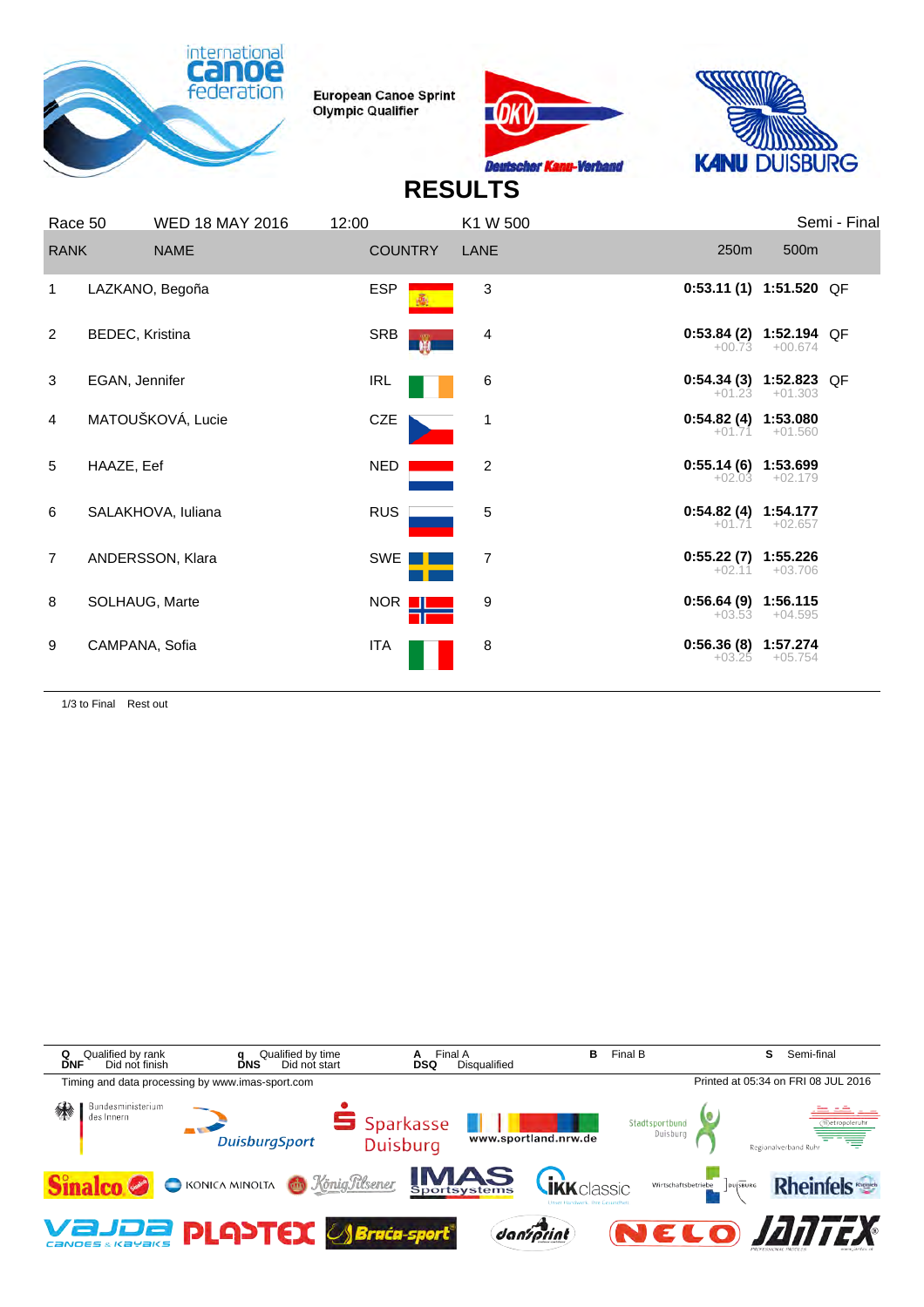European Canoe Sprint Olympic Qualifier

# RESULTS

| Race 50 | WED 18 MAY 2016 | 12:00 | K1 W 500 | | | Semi - Final |
|---|---|---|---|---|---|---|
| **RANK** | **NAME** | **COUNTRY** | **LANE** | **250m** | **500m** | |
| 1 | LAZKANO, Begoña | ESP | 3 | **0:53.11 (1)** | **1:51.520** | QF |
| 2 | BEDEC, Kristina | SRB | 4 | **0:53.84 (2)** +00.73 | **1:52.194** +00.674 | QF |
| 3 | EGAN, Jennifer | IRL | 6 | **0:54.34 (3)** +01.23 | **1:52.823** +01.303 | QF |
| 4 | MATOUŠKOVÁ, Lucie | CZE | 1 | **0:54.82 (4)** +01.71 | **1:53.080** +01.560 | |
| 5 | HAAZE, Eef | NED | 2 | **0:55.14 (6)** +02.03 | **1:53.699** +02.179 | |
| 6 | SALAKHOVA, Iuliana | RUS | 5 | **0:54.82 (4)** +01.71 | **1:54.177** +02.657 | |
| 7 | ANDERSSON, Klara | SWE | 7 | **0:55.22 (7)** +02.11 | **1:55.226** +03.706 | |
| 8 | SOLHAUG, Marte | NOR | 9 | **0:56.64 (9)** +03.53 | **1:56.115** +04.595 | |
| 9 | CAMPANA, Sofia | ITA | 8 | **0:56.36 (8)** +03.25 | **1:57.274** +05.754 | |

1/3 to Final Rest out

**Q** Qualified by rank **q** Qualified by time **A** Final A **B** Final B **S** Semi-final
**DNF** Did not finish **DNS** Did not start **DSQ** Disqualified

Timing and data processing by www.imas-sport.com

Printed at 05:34 on FRI 08 JUL 2016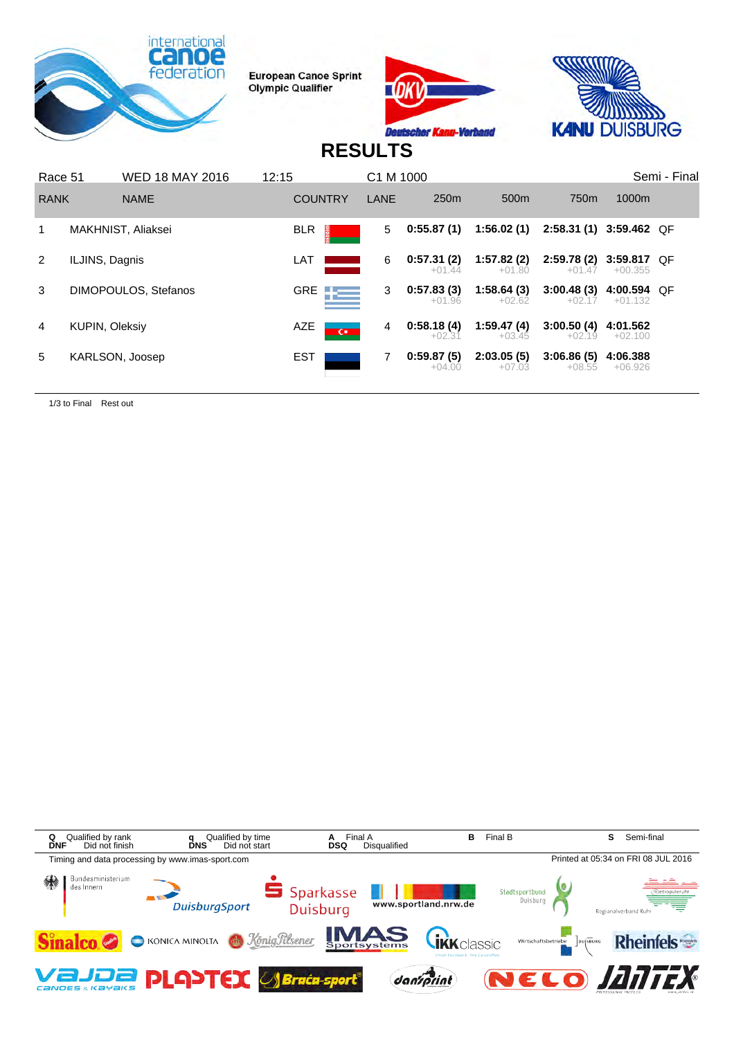European Canoe Sprint Olympic Qualifier

# RESULTS

Race 51 | WED 18 MAY 2016 | 12:15 | C1 M 1000 | Semi - Final

| RANK | NAME | COUNTRY | LANE | 250m | 500m | 750m | 1000m | |
|---|---|---|---|---|---|---|---|---|
| 1 | MAKHNIST, Aliaksei | BLR | 5 | 0:55.87 (1) | 1:56.02 (1) | 2:58.31 (1) | 3:59.462 | QF |
| 2 | ILJINS, Dagnis | LAT | 6 | 0:57.31 (2) +01.44 | 1:57.82 (2) +01.80 | 2:59.78 (2) +01.47 | 3:59.817 +00.355 | QF |
| 3 | DIMOPOULOS, Stefanos | GRE | 3 | 0:57.83 (3) +01.96 | 1:58.64 (3) +02.62 | 3:00.48 (3) +02.17 | 4:00.594 +01.132 | QF |
| 4 | KUPIN, Oleksiy | AZE | 4 | 0:58.18 (4) +02.31 | 1:59.47 (4) +03.45 | 3:00.50 (4) +02.19 | 4:01.562 +02.100 | |
| 5 | KARLSON, Joosep | EST | 7 | 0:59.87 (5) +04.00 | 2:03.05 (5) +07.03 | 3:06.86 (5) +08.55 | 4:06.388 +06.926 | |

1/3 to Final Rest out

**Q** Qualified by rank | **q** Qualified by time | **A** Final A | **B** Final B | **S** Semi-final
**DNF** Did not finish | **DNS** Did not start | **DSQ** Disqualified

Timing and data processing by www.imas-sport.com

Printed at 05:34 on FRI 08 JUL 2016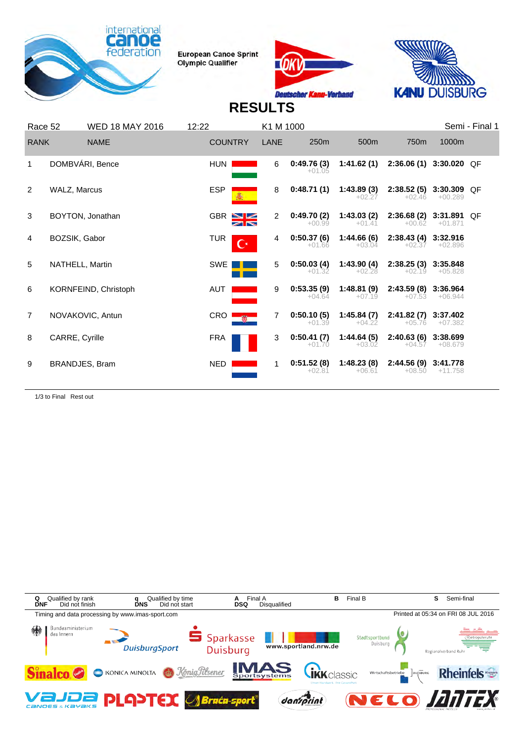European Canoe Sprint Olympic Qualifier

# RESULTS

| Race 52 | WED 18 MAY 2016 | 12:22 | K1 M 1000 | | | | | Semi - Final 1 | |
|---|---|---|---|---|---|---|---|---|---|
| RANK | NAME | COUNTRY | LANE | 250m | 500m | 750m | 1000m | | |
| 1 | DOMBVÁRI, Bence | HUN | 6 | **0:49.76 (3)** +01.05 | **1:41.62 (1)** | **2:36.06 (1)** | **3:30.020** | QF | |
| 2 | WALZ, Marcus | ESP | 8 | **0:48.71 (1)** | **1:43.89 (3)** +02.27 | **2:38.52 (5)** +02.46 | **3:30.309** +00.289 | QF | |
| 3 | BOYTON, Jonathan | GBR | 2 | **0:49.70 (2)** +00.99 | **1:43.03 (2)** +01.41 | **2:36.68 (2)** +00.62 | **3:31.891** +01.871 | QF | |
| 4 | BOZSIK, Gabor | TUR | 4 | **0:50.37 (6)** +01.66 | **1:44.66 (6)** +03.04 | **2:38.43 (4)** +02.37 | **3:32.916** +02.896 | | |
| 5 | NATHELL, Martin | SWE | 5 | **0:50.03 (4)** +01.32 | **1:43.90 (4)** +02.28 | **2:38.25 (3)** +02.19 | **3:35.848** +05.828 | | |
| 6 | KORNFEIND, Christoph | AUT | 9 | **0:53.35 (9)** +04.64 | **1:48.81 (9)** +07.19 | **2:43.59 (8)** +07.53 | **3:36.964** +06.944 | | |
| 7 | NOVAKOVIC, Antun | CRO | 7 | **0:50.10 (5)** +01.39 | **1:45.84 (7)** +04.22 | **2:41.82 (7)** +05.76 | **3:37.402** +07.382 | | |
| 8 | CARRE, Cyrille | FRA | 3 | **0:50.41 (7)** +01.70 | **1:44.64 (5)** +03.02 | **2:40.63 (6)** +04.57 | **3:38.699** +08.679 | | |
| 9 | BRANDJES, Bram | NED | 1 | **0:51.52 (8)** +02.81 | **1:48.23 (8)** +06.61 | **2:44.56 (9)** +08.50 | **3:41.778** +11.758 | | |

1/3 to Final Rest out

**Q** Qualified by rank **q** Qualified by time **A** Final A **B** Final B **S** Semi-final
**DNF** Did not finish **DNS** Did not start **DSQ** Disqualified

Timing and data processing by www.imas-sport.com

Printed at 05:34 on FRI 08 JUL 2016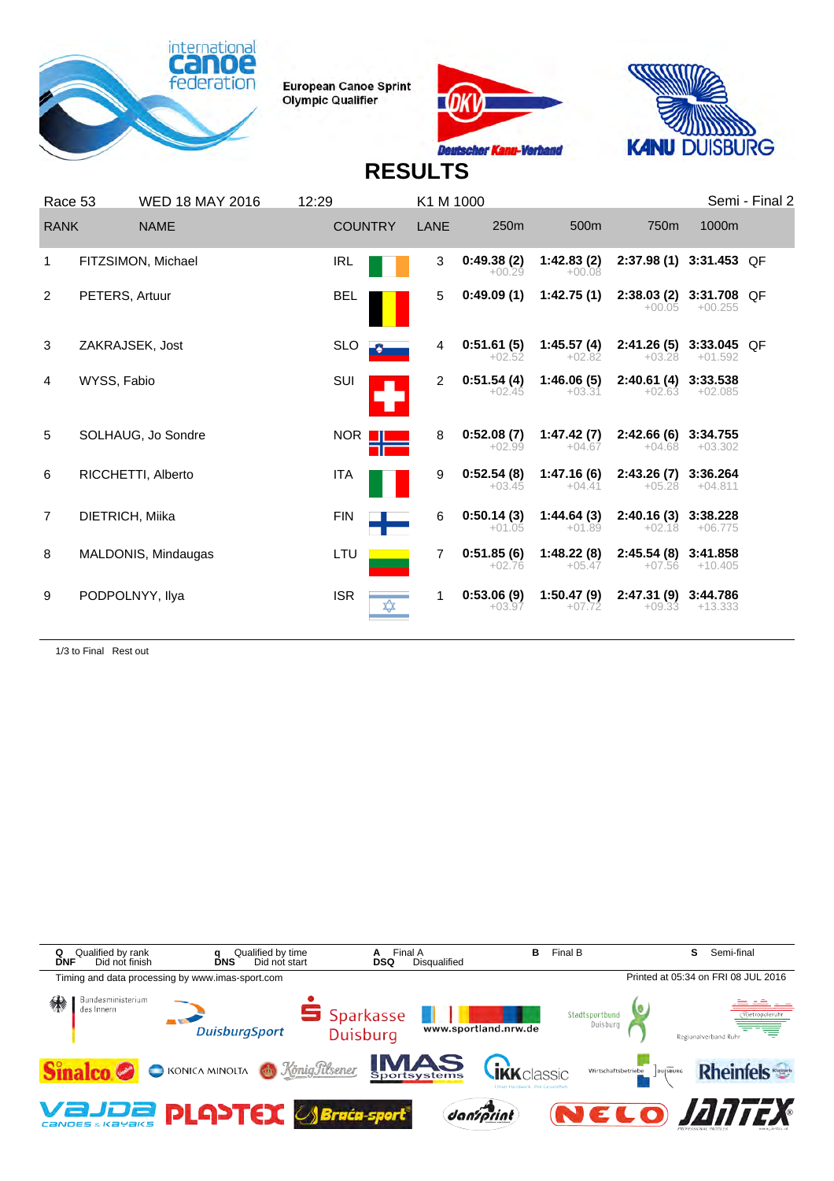European Canoe Sprint Olympic Qualifier

# RESULTS

Race 53 | WED 18 MAY 2016 | 12:29 | K1 M 1000 | Semi - Final 2

| RANK | NAME | COUNTRY | LANE | 250m | 500m | 750m | 1000m | |
|---|---|---|---|---|---|---|---|---|
| 1 | FITZSIMON, Michael | IRL | 3 | 0:49.38 (2) +00.29 | 1:42.83 (2) +00.08 | 2:37.98 (1) | 3:31.453 | QF |
| 2 | PETERS, Artuur | BEL | 5 | 0:49.09 (1) | 1:42.75 (1) | 2:38.03 (2) +00.05 | 3:31.708 +00.255 | QF |
| 3 | ZAKRAJSEK, Jost | SLO | 4 | 0:51.61 (5) +02.52 | 1:45.57 (4) +02.82 | 2:41.26 (5) +03.28 | 3:33.045 +01.592 | QF |
| 4 | WYSS, Fabio | SUI | 2 | 0:51.54 (4) +02.45 | 1:46.06 (5) +03.31 | 2:40.61 (4) +02.63 | 3:33.538 +02.085 | |
| 5 | SOLHAUG, Jo Sondre | NOR | 8 | 0:52.08 (7) +02.99 | 1:47.42 (7) +04.67 | 2:42.66 (6) +04.68 | 3:34.755 +03.302 | |
| 6 | RICCHETTI, Alberto | ITA | 9 | 0:52.54 (8) +03.45 | 1:47.16 (6) +04.41 | 2:43.26 (7) +05.28 | 3:36.264 +04.811 | |
| 7 | DIETRICH, Miika | FIN | 6 | 0:50.14 (3) +01.05 | 1:44.64 (3) +01.89 | 2:40.16 (3) +02.18 | 3:38.228 +06.775 | |
| 8 | MALDONIS, Mindaugas | LTU | 7 | 0:51.85 (6) +02.76 | 1:48.22 (8) +05.47 | 2:45.54 (8) +07.56 | 3:41.858 +10.405 | |
| 9 | PODPOLNYY, Ilya | ISR | 1 | 0:53.06 (9) +03.97 | 1:50.47 (9) +07.72 | 2:47.31 (9) +09.33 | 3:44.786 +13.333 | |

1/3 to Final Rest out

| | | | | |
|---|---|---|---|---|
| Q Qualified by rank | q Qualified by time | A Final A | B Final B | S Semi-final |
| DNF Did not finish | DNS Did not start | DSQ Disqualified | | |

Timing and data processing by www.imas-sport.com

Printed at 05:34 on FRI 08 JUL 2016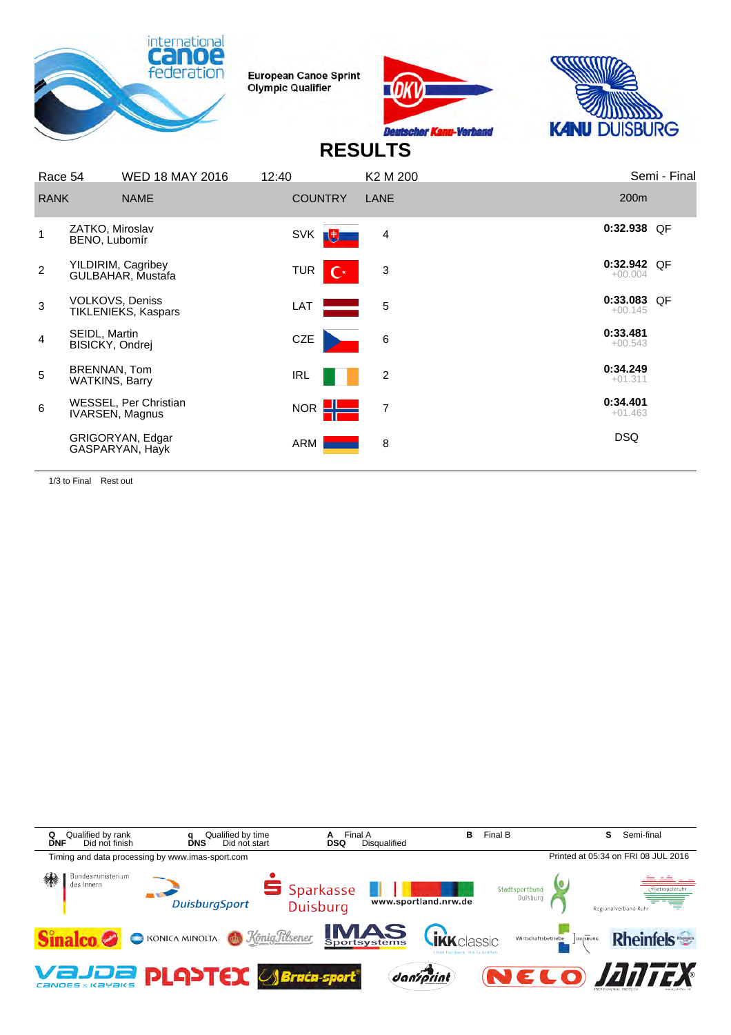European Canoe Sprint Olympic Qualifier

# RESULTS

| Race 54 | WED 18 MAY 2016 | 12:40 | K2 M 200 | Semi - Final |
|---|---|---|---|---|
| **RANK** | **NAME** | **COUNTRY** | **LANE** | **200m** |
| 1 | ZATKO, Miroslav<br>BENO, Lubomír | SVK | 4 | **0:32.938** QF |
| 2 | YILDIRIM, Cagribey<br>GULBAHAR, Mustafa | TUR | 3 | **0:32.942** QF<br>+00.004 |
| 3 | VOLKOVS, Deniss<br>TIKLENIEKS, Kaspars | LAT | 5 | **0:33.083** QF<br>+00.145 |
| 4 | SEIDL, Martin<br>BISICKY, Ondrej | CZE | 6 | **0:33.481**<br>+00.543 |
| 5 | BRENNAN, Tom<br>WATKINS, Barry | IRL | 2 | **0:34.249**<br>+01.311 |
| 6 | WESSEL, Per Christian<br>IVARSEN, Magnus | NOR | 7 | **0:34.401**<br>+01.463 |
| | GRIGORYAN, Edgar<br>GASPARYAN, Hayk | ARM | 8 | DSQ |

1/3 to Final Rest out

**Q** Qualified by rank **q** Qualified by time **A** Final A **B** Final B **S** Semi-final
**DNF** Did not finish **DNS** Did not start **DSQ** Disqualified

Timing and data processing by www.imas-sport.com

Printed at 05:34 on FRI 08 JUL 2016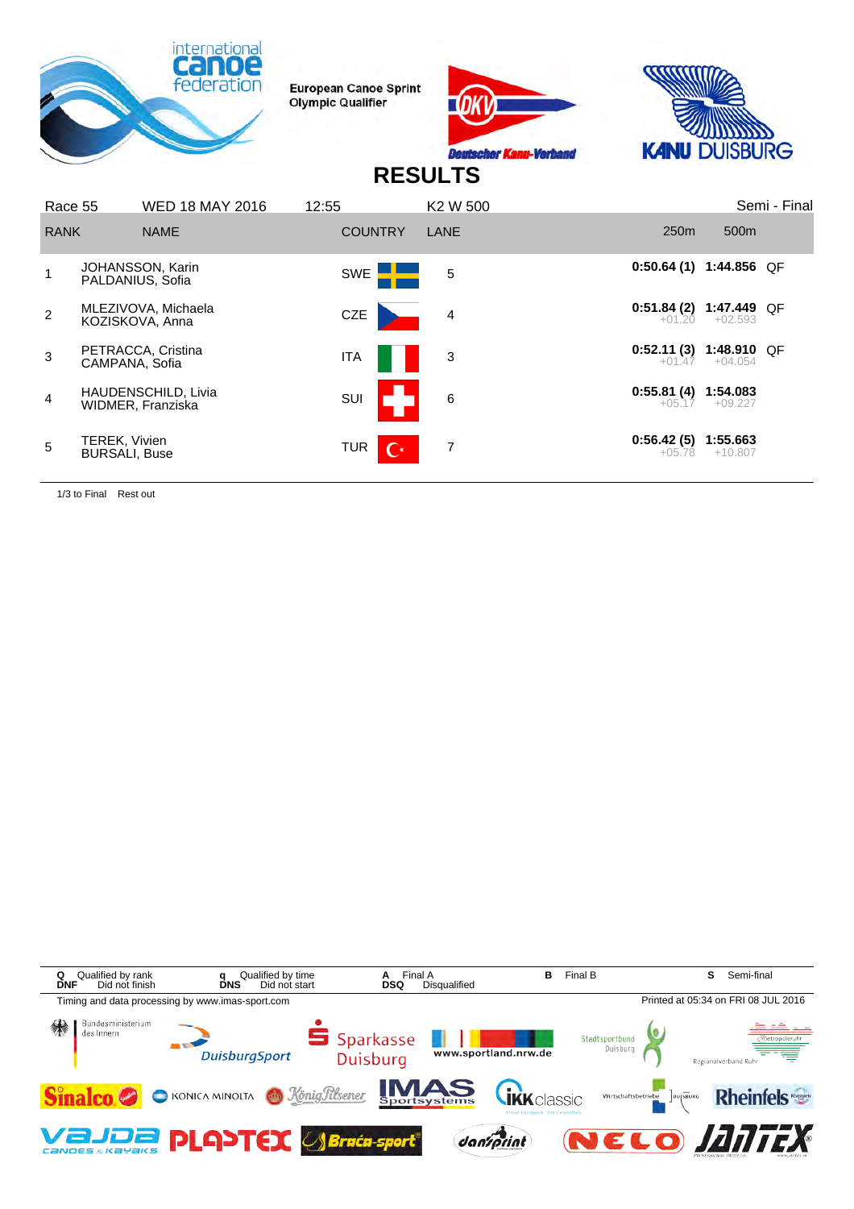European Canoe Sprint Olympic Qualifier

# RESULTS

| Race 55 | WED 18 MAY 2016 | 12:55 | K2 W 500 | | | Semi - Final |
|---|---|---|---|---|---|---|
| RANK | NAME | COUNTRY | LANE | 250m | 500m | |
| 1 | JOHANSSON, Karin<br>PALDANIUS, Sofia | SWE | 5 | 0:50.64 (1) | 1:44.856 | QF |
| 2 | MLEZIVOVA, Michaela<br>KOZISKOVA, Anna | CZE | 4 | 0:51.84 (2)<br>+01.20 | 1:47.449<br>+02.593 | QF |
| 3 | PETRACCA, Cristina<br>CAMPANA, Sofia | ITA | 3 | 0:52.11 (3)<br>+01.47 | 1:48.910<br>+04.054 | QF |
| 4 | HAUDENSCHILD, Livia<br>WIDMER, Franziska | SUI | 6 | 0:55.81 (4)<br>+05.17 | 1:54.083<br>+09.227 | |
| 5 | TEREK, Vivien<br>BURSALI, Buse | TUR | 7 | 0:56.42 (5)<br>+05.78 | 1:55.663<br>+10.807 | |

1/3 to Final  Rest out

| | | | | |
|---|---|---|---|---|
| **Q** Qualified by rank | **q** Qualified by time | **A** Final A | **B** Final B | **S** Semi-final |
| **DNF** Did not finish | **DNS** Did not start | **DSQ** Disqualified | | |

Timing and data processing by www.imas-sport.com

Printed at 05:34 on FRI 08 JUL 2016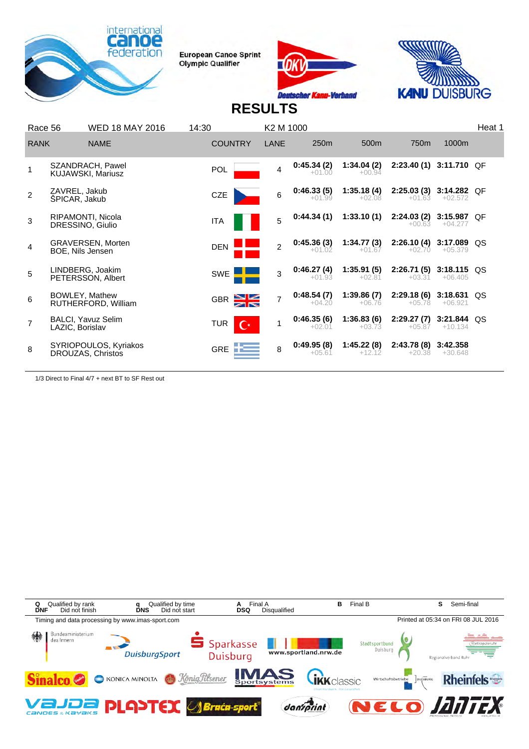European Canoe Sprint Olympic Qualifier

# RESULTS

Race 56 | WED 18 MAY 2016 | 14:30 | K2 M 1000 | Heat 1

| RANK | NAME | COUNTRY | LANE | 250m | 500m | 750m | 1000m | |
|---|---|---|---|---|---|---|---|---|
| 1 | SZANDRACH, Pawel<br>KUJAWSKI, Mariusz | POL | 4 | 0:45.34 (2)<br>+01.00 | 1:34.04 (2)<br>+00.94 | 2:23.40 (1) | 3:11.710 | QF |
| 2 | ZAVREL, Jakub<br>ŠPICAR, Jakub | CZE | 6 | 0:46.33 (5)<br>+01.99 | 1:35.18 (4)<br>+02.08 | 2:25.03 (3)<br>+01.63 | 3:14.282<br>+02.572 | QF |
| 3 | RIPAMONTI, Nicola<br>DRESSINO, Giulio | ITA | 5 | 0:44.34 (1) | 1:33.10 (1) | 2:24.03 (2)<br>+00.63 | 3:15.987<br>+04.277 | QF |
| 4 | GRAVERSEN, Morten<br>BOE, Nils Jensen | DEN | 2 | 0:45.36 (3)<br>+01.02 | 1:34.77 (3)<br>+01.67 | 2:26.10 (4)<br>+02.70 | 3:17.089<br>+05.379 | QS |
| 5 | LINDBERG, Joakim<br>PETERSSON, Albert | SWE | 3 | 0:46.27 (4)<br>+01.93 | 1:35.91 (5)<br>+02.81 | 2:26.71 (5)<br>+03.31 | 3:18.115<br>+06.405 | QS |
| 6 | BOWLEY, Mathew<br>RUTHERFORD, William | GBR | 7 | 0:48.54 (7)<br>+04.20 | 1:39.86 (7)<br>+06.76 | 2:29.18 (6)<br>+05.78 | 3:18.631<br>+06.921 | QS |
| 7 | BALCI, Yavuz Selim<br>LAZIC, Borislav | TUR | 1 | 0:46.35 (6)<br>+02.01 | 1:36.83 (6)<br>+03.73 | 2:29.27 (7)<br>+05.87 | 3:21.844<br>+10.134 | QS |
| 8 | SYRIOPOULOS, Kyriakos<br>DROUZAS, Christos | GRE | 8 | 0:49.95 (8)<br>+05.61 | 1:45.22 (8)<br>+12.12 | 2:43.78 (8)<br>+20.38 | 3:42.358<br>+30.648 | |

1/3 Direct to Final 4/7 + next BT to SF Rest out

Q Qualified by rank | q Qualified by time | A Final A | B Final B | S Semi-final
DNF Did not finish | DNS Did not start | DSQ Disqualified

Timing and data processing by www.imas-sport.com

Printed at 05:34 on FRI 08 JUL 2016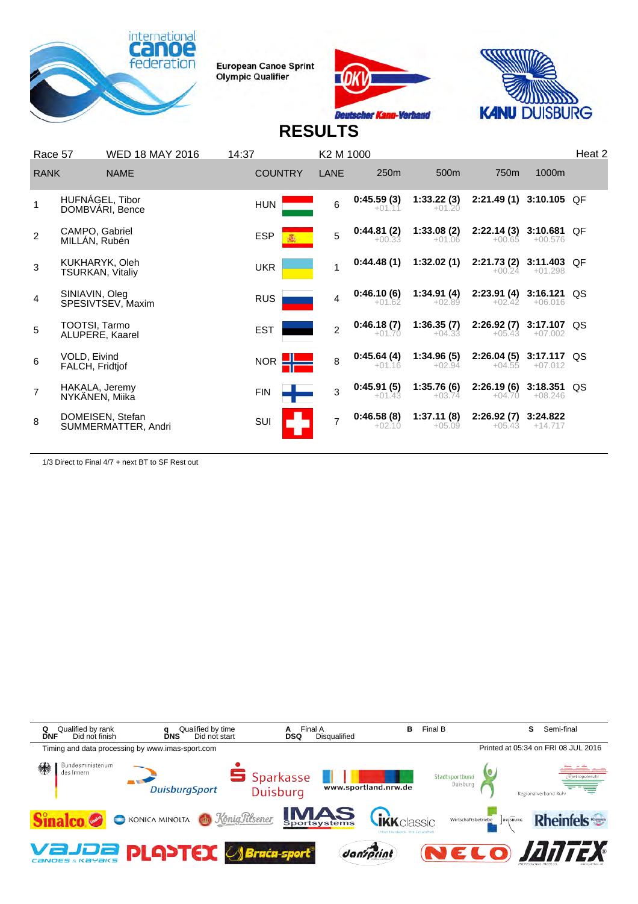European Canoe Sprint Olympic Qualifier

# RESULTS

| Race 57 | WED 18 MAY 2016 | 14:37 | K2 M 1000 | | | | | | Heat 2 |
|---|---|---|---|---|---|---|---|---|---|
| RANK | NAME | COUNTRY | LANE | 250m | 500m | 750m | 1000m | | |
| 1 | HUFNÁGEL, Tibor<br>DOMBVÁRI, Bence | HUN | 6 | 0:45.59 (3)<br>+01.11 | 1:33.22 (3)<br>+01.20 | 2:21.49 (1) | 3:10.105 | QF | |
| 2 | CAMPO, Gabriel<br>MILLÁN, Rubén | ESP | 5 | 0:44.81 (2)<br>+00.33 | 1:33.08 (2)<br>+01.06 | 2:22.14 (3)<br>+00.65 | 3:10.681<br>+00.576 | QF | |
| 3 | KUKHARYK, Oleh<br>TSURKAN, Vitaliy | UKR | 1 | 0:44.48 (1) | 1:32.02 (1) | 2:21.73 (2)<br>+00.24 | 3:11.403<br>+01.298 | QF | |
| 4 | SINIAVIN, Oleg<br>SPESIVTSEV, Maxim | RUS | 4 | 0:46.10 (6)<br>+01.62 | 1:34.91 (4)<br>+02.89 | 2:23.91 (4)<br>+02.42 | 3:16.121<br>+06.016 | QS | |
| 5 | TOOTSI, Tarmo<br>ALUPERE, Kaarel | EST | 2 | 0:46.18 (7)<br>+01.70 | 1:36.35 (7)<br>+04.33 | 2:26.92 (7)<br>+05.43 | 3:17.107<br>+07.002 | QS | |
| 6 | VOLD, Eivind<br>FALCH, Fridtjof | NOR | 8 | 0:45.64 (4)<br>+01.16 | 1:34.96 (5)<br>+02.94 | 2:26.04 (5)<br>+04.55 | 3:17.117<br>+07.012 | QS | |
| 7 | HAKALA, Jeremy<br>NYKÄNEN, Miika | FIN | 3 | 0:45.91 (5)<br>+01.43 | 1:35.76 (6)<br>+03.74 | 2:26.19 (6)<br>+04.70 | 3:18.351<br>+08.246 | QS | |
| 8 | DOMEISEN, Stefan<br>SUMMERMATTER, Andri | SUI | 7 | 0:46.58 (8)<br>+02.10 | 1:37.11 (8)<br>+05.09 | 2:26.92 (7)<br>+05.43 | 3:24.822<br>+14.717 | | |

1/3 Direct to Final 4/7 + next BT to SF Rest out

| | | | | |
|---|---|---|---|---|
| **Q** Qualified by rank | **q** Qualified by time | **A** Final A | **B** Final B | **S** Semi-final |
| **DNF** Did not finish | **DNS** Did not start | **DSQ** Disqualified | | |

Timing and data processing by www.imas-sport.com

Printed at 05:34 on FRI 08 JUL 2016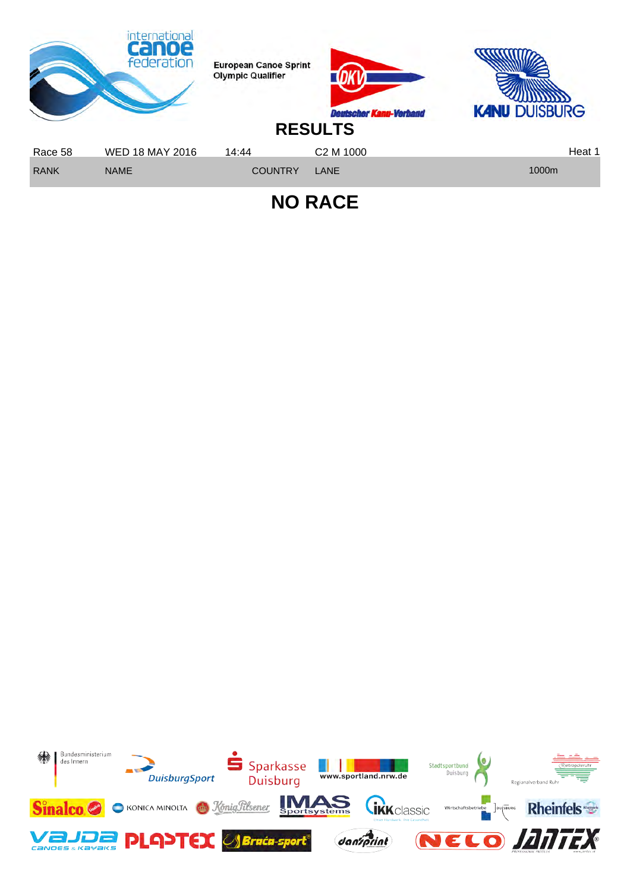European Canoe Sprint Olympic Qualifier

# RESULTS

| Race 58 | WED 18 MAY 2016 | 14:44 | C2 M 1000 | | Heat 1 |
|---|---|---|---|---|---|
| RANK | NAME | COUNTRY | LANE | | 1000m |

## NO RACE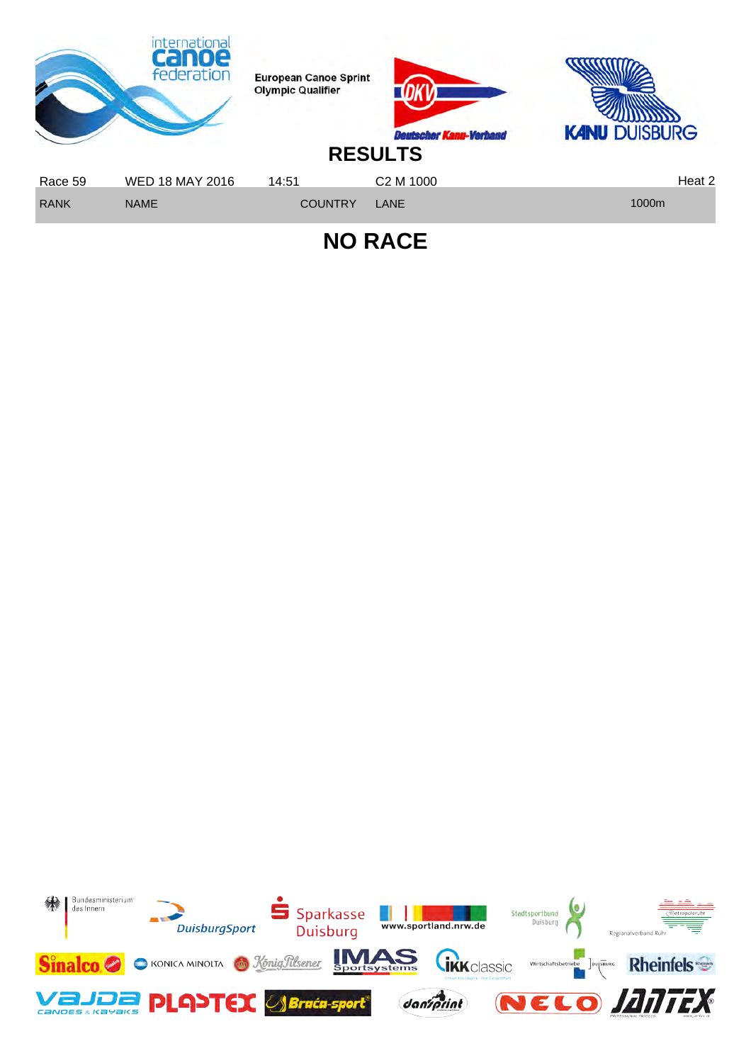European Canoe Sprint Olympic Qualifier

# RESULTS

| Race 59 | WED 18 MAY 2016 | 14:51 | C2 M 1000 | Heat 2 |
|---|---|---|---|---|
| RANK | NAME | COUNTRY | LANE | 1000m |

## NO RACE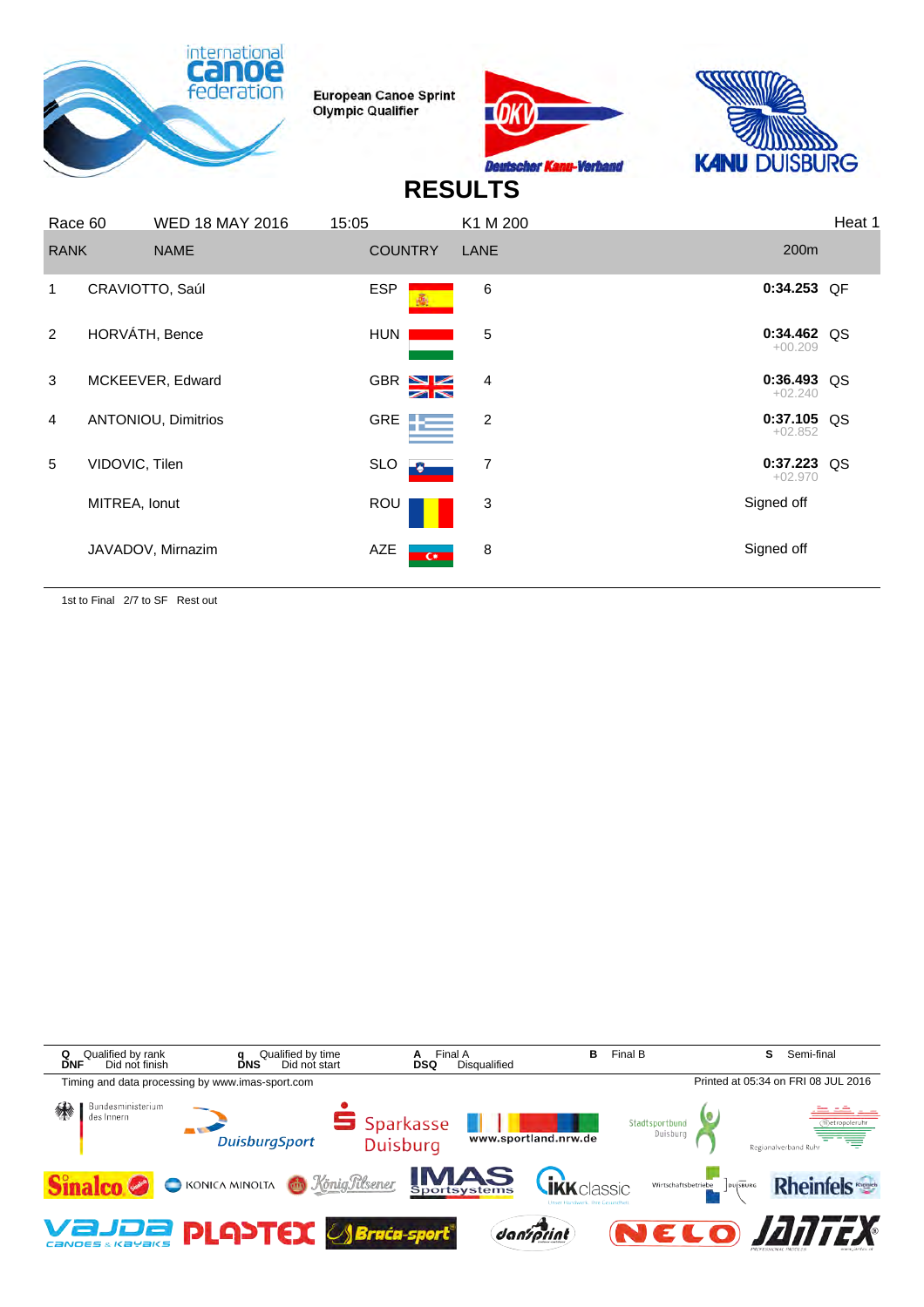European Canoe Sprint Olympic Qualifier

# RESULTS

| Race 60 | WED 18 MAY 2016 | 15:05 | K1 M 200 | | Heat 1 |
|---|---|---|---|---|---|
| **RANK** | **NAME** | **COUNTRY** | **LANE** | **200m** | |
| 1 | CRAVIOTTO, Saúl | ESP | 6 | **0:34.253** | QF |
| 2 | HORVÁTH, Bence | HUN | 5 | **0:34.462** +00.209 | QS |
| 3 | MCKEEVER, Edward | GBR | 4 | **0:36.493** +02.240 | QS |
| 4 | ANTONIOU, Dimitrios | GRE | 2 | **0:37.105** +02.852 | QS |
| 5 | VIDOVIC, Tilen | SLO | 7 | **0:37.223** +02.970 | QS |
| | MITREA, Ionut | ROU | 3 | Signed off | |
| | JAVADOV, Mirnazim | AZE | 8 | Signed off | |

1st to Final 2/7 to SF Rest out

**Q** Qualified by rank **DNF** Did not finish **q** Qualified by time **DNS** Did not start **A** Final A **DSQ** Disqualified **B** Final B **S** Semi-final

Timing and data processing by www.imas-sport.com

Printed at 05:34 on FRI 08 JUL 2016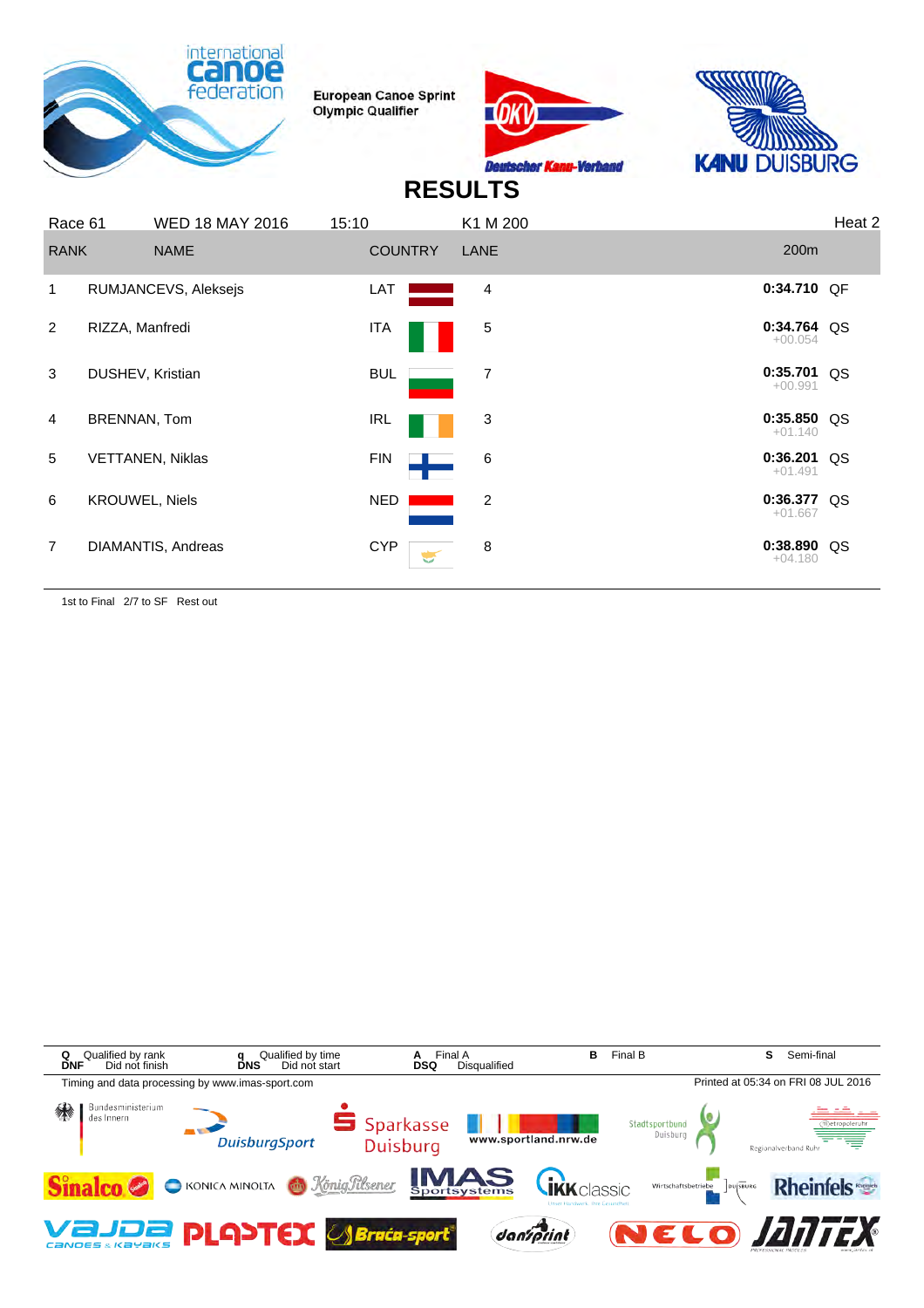European Canoe Sprint Olympic Qualifier

# RESULTS

| Race 61 | WED 18 MAY 2016 | 15:10 | K1 M 200 | | Heat 2 | |
|---|---|---|---|---|---|---|
| RANK | NAME | COUNTRY | LANE | 200m | | |
| 1 | RUMJANCEVS, Aleksejs | LAT | 4 | 0:34.710 | | QF |
| 2 | RIZZA, Manfredi | ITA | 5 | 0:34.764 | +00.054 | QS |
| 3 | DUSHEV, Kristian | BUL | 7 | 0:35.701 | +00.991 | QS |
| 4 | BRENNAN, Tom | IRL | 3 | 0:35.850 | +01.140 | QS |
| 5 | VETTANEN, Niklas | FIN | 6 | 0:36.201 | +01.491 | QS |
| 6 | KROUWEL, Niels | NED | 2 | 0:36.377 | +01.667 | QS |
| 7 | DIAMANTIS, Andreas | CYP | 8 | 0:38.890 | +04.180 | QS |

1st to Final 2/7 to SF Rest out

| | | | | |
|---|---|---|---|---|
| Q Qualified by rank | q Qualified by time | A Final A | B Final B | S Semi-final |
| DNF Did not finish | DNS Did not start | DSQ Disqualified | | |

Timing and data processing by www.imas-sport.com

Printed at 05:34 on FRI 08 JUL 2016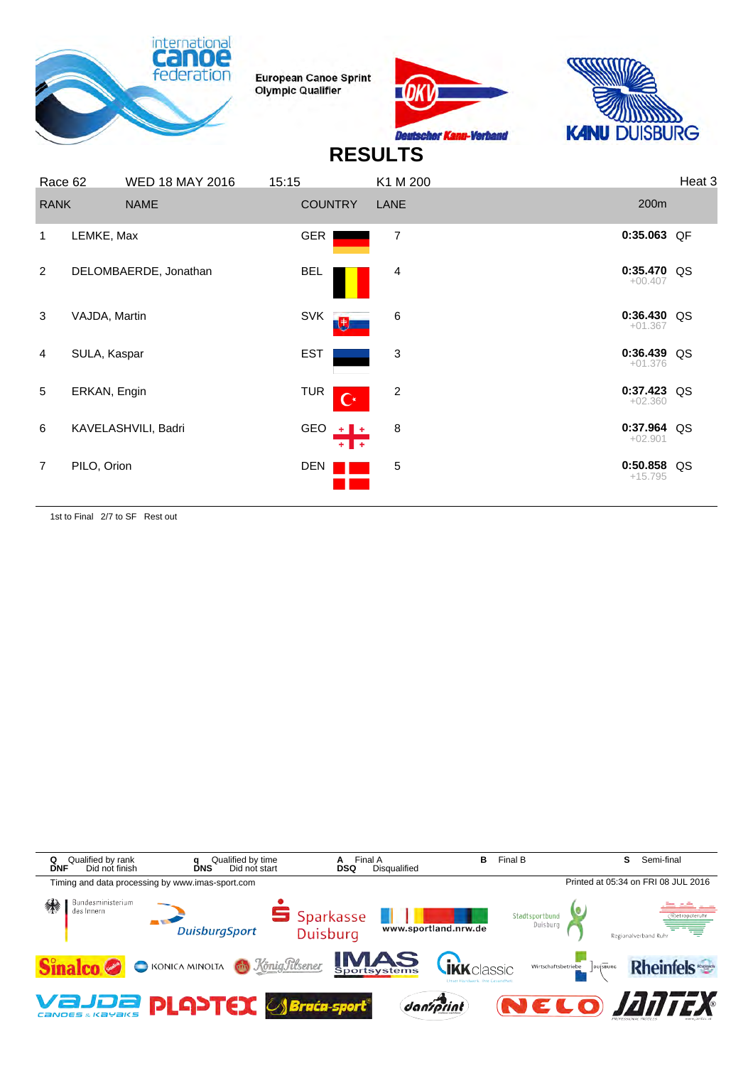European Canoe Sprint Olympic Qualifier

# RESULTS

| Race 62 | WED 18 MAY 2016 | 15:15 | K1 M 200 | | Heat 3 |
|---|---|---|---|---|---|
| **RANK** | **NAME** | **COUNTRY** | **LANE** | **200m** | |
| 1 | LEMKE, Max | GER | 7 | **0:35.063** | QF |
| 2 | DELOMBAERDE, Jonathan | BEL | 4 | **0:35.470** +00.407 | QS |
| 3 | VAJDA, Martin | SVK | 6 | **0:36.430** +01.367 | QS |
| 4 | SULA, Kaspar | EST | 3 | **0:36.439** +01.376 | QS |
| 5 | ERKAN, Engin | TUR | 2 | **0:37.423** +02.360 | QS |
| 6 | KAVELASHVILI, Badri | GEO | 8 | **0:37.964** +02.901 | QS |
| 7 | PILO, Orion | DEN | 5 | **0:50.858** +15.795 | QS |

1st to Final 2/7 to SF Rest out

| | | | | | | | | | |
|---|---|---|---|---|---|---|---|---|---|
| **Q** | Qualified by rank | **q** | Qualified by time | **A** | Final A | **B** | Final B | **S** | Semi-final |
| **DNF** | Did not finish | **DNS** | Did not start | **DSQ** | Disqualified | | | | |

Timing and data processing by www.imas-sport.com

Printed at 05:34 on FRI 08 JUL 2016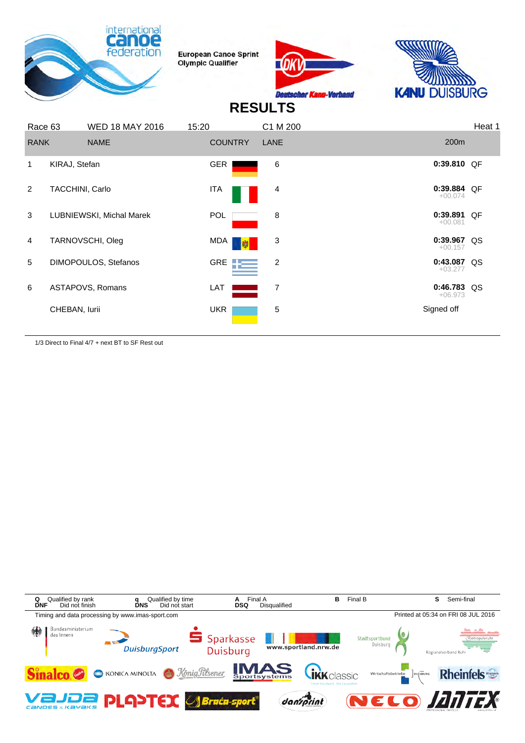European Canoe Sprint Olympic Qualifier

# RESULTS

Race 63 | WED 18 MAY 2016 | 15:20 | C1 M 200 | Heat 1

| RANK | NAME | COUNTRY | LANE | 200m | |
|---|---|---|---|---|---|
| 1 | KIRAJ, Stefan | GER | 6 | **0:39.810** | QF |
| 2 | TACCHINI, Carlo | ITA | 4 | **0:39.884** +00.074 | QF |
| 3 | LUBNIEWSKI, Michal Marek | POL | 8 | **0:39.891** +00.081 | QF |
| 4 | TARNOVSCHI, Oleg | MDA | 3 | **0:39.967** +00.157 | QS |
| 5 | DIMOPOULOS, Stefanos | GRE | 2 | **0:43.087** +03.277 | QS |
| 6 | ASTAPOVS, Romans | LAT | 7 | **0:46.783** +06.973 | QS |
| | CHEBAN, Iurii | UKR | 5 | Signed off | |

1/3 Direct to Final 4/7 + next BT to SF Rest out

**Q** Qualified by rank **q** Qualified by time **A** Final A **B** Final B **S** Semi-final
**DNF** Did not finish **DNS** Did not start **DSQ** Disqualified

Timing and data processing by www.imas-sport.com

Printed at 05:34 on FRI 08 JUL 2016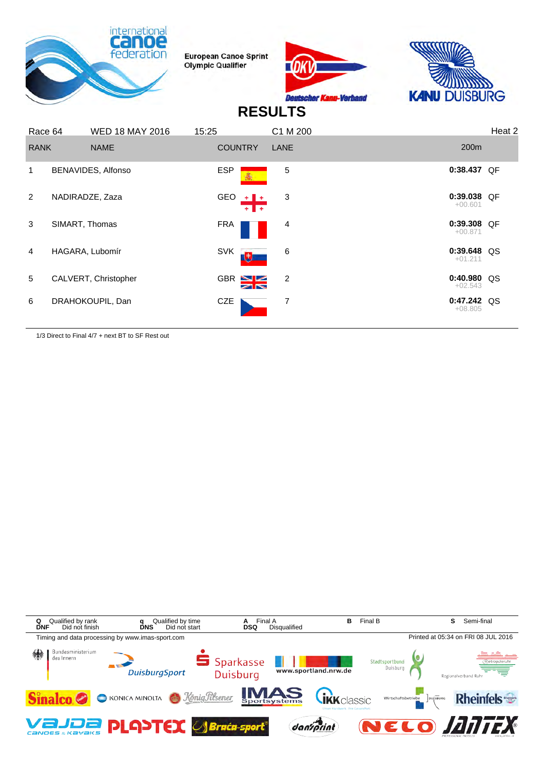European Canoe Sprint Olympic Qualifier

# RESULTS

| Race 64 | WED 18 MAY 2016 | 15:25 | C1 M 200 | | Heat 2 |
|---|---|---|---|---|---|
| **RANK** | **NAME** | **COUNTRY** | **LANE** | **200m** | |
| 1 | BENAVIDES, Alfonso | ESP | 5 | **0:38.437** | QF |
| 2 | NADIRADZE, Zaza | GEO | 3 | **0:39.038** +00.601 | QF |
| 3 | SIMART, Thomas | FRA | 4 | **0:39.308** +00.871 | QF |
| 4 | HAGARA, Lubomír | SVK | 6 | **0:39.648** +01.211 | QS |
| 5 | CALVERT, Christopher | GBR | 2 | **0:40.980** +02.543 | QS |
| 6 | DRAHOKOUPIL, Dan | CZE | 7 | **0:47.242** +08.805 | QS |

1/3 Direct to Final 4/7 + next BT to SF Rest out

**Q** Qualified by rank **q** Qualified by time **A** Final A **B** Final B **S** Semi-final
**DNF** Did not finish **DNS** Did not start **DSQ** Disqualified

Timing and data processing by www.imas-sport.com

Printed at 05:34 on FRI 08 JUL 2016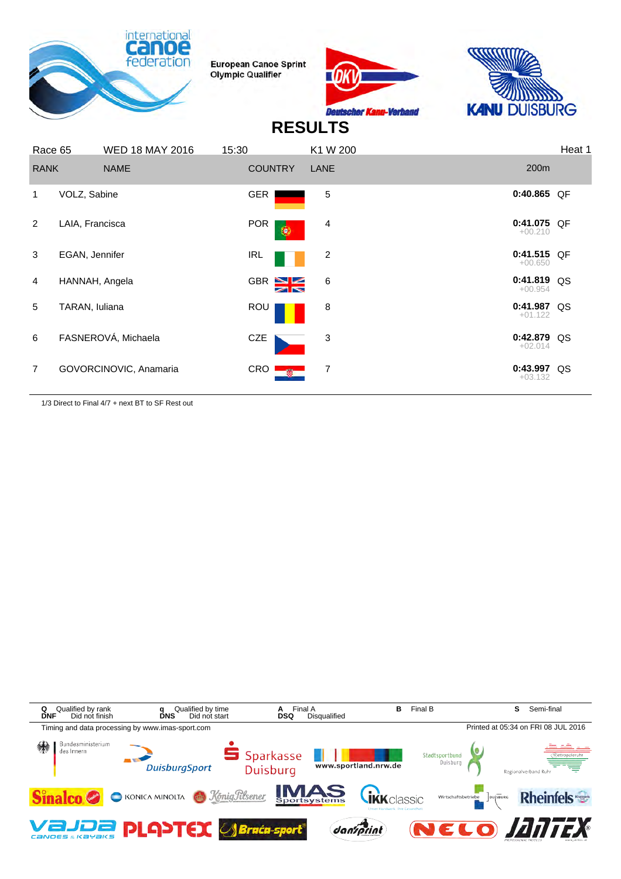European Canoe Sprint Olympic Qualifier

# RESULTS

Race 65 | WED 18 MAY 2016 | 15:30 | K1 W 200 | Heat 1

| RANK | NAME | COUNTRY | LANE | 200m | |
|---|---|---|---|---|---|
| 1 | VOLZ, Sabine | GER | 5 | 0:40.865 | QF |
| 2 | LAIA, Francisca | POR | 4 | 0:41.075 +00.210 | QF |
| 3 | EGAN, Jennifer | IRL | 2 | 0:41.515 +00.650 | QF |
| 4 | HANNAH, Angela | GBR | 6 | 0:41.819 +00.954 | QS |
| 5 | TARAN, Iuliana | ROU | 8 | 0:41.987 +01.122 | QS |
| 6 | FASNEROVÁ, Michaela | CZE | 3 | 0:42.879 +02.014 | QS |
| 7 | GOVORCINOVIC, Anamaria | CRO | 7 | 0:43.997 +03.132 | QS |

1/3 Direct to Final 4/7 + next BT to SF Rest out

Q Qualified by rank | q Qualified by time | A Final A | B Final B | S Semi-final
DNF Did not finish | DNS Did not start | DSQ Disqualified

Timing and data processing by www.imas-sport.com

Printed at 05:34 on FRI 08 JUL 2016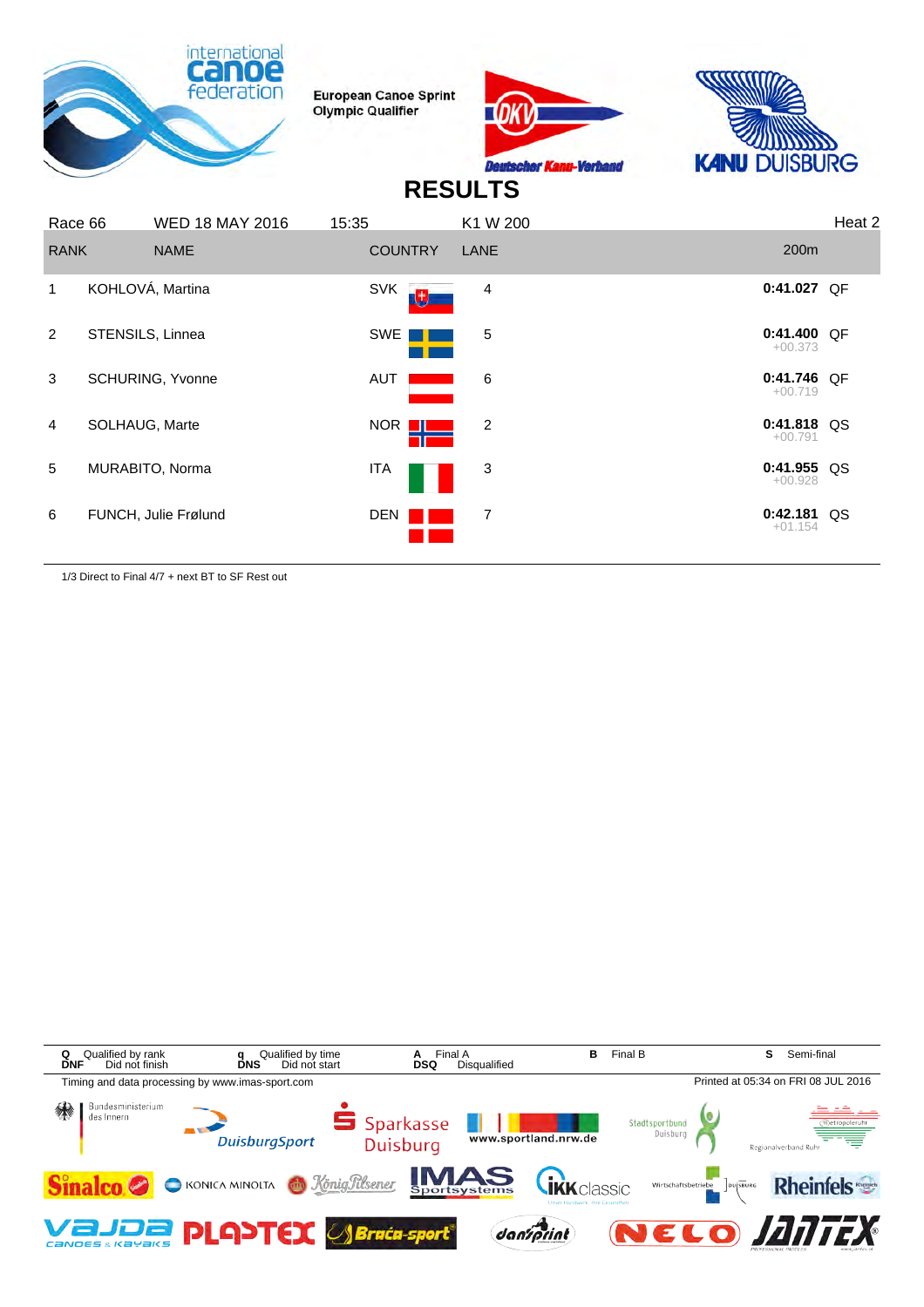European Canoe Sprint Olympic Qualifier

# RESULTS

| Race 66 | WED 18 MAY 2016 | 15:35 | K1 W 200 | | Heat 2 |
|---|---|---|---|---|---|
| **RANK** | **NAME** | **COUNTRY** | **LANE** | **200m** | |
| 1 | KOHLOVÁ, Martina | SVK | 4 | **0:41.027** | QF |
| 2 | STENSILS, Linnea | SWE | 5 | **0:41.400** +00.373 | QF |
| 3 | SCHURING, Yvonne | AUT | 6 | **0:41.746** +00.719 | QF |
| 4 | SOLHAUG, Marte | NOR | 2 | **0:41.818** +00.791 | QS |
| 5 | MURABITO, Norma | ITA | 3 | **0:41.955** +00.928 | QS |
| 6 | FUNCH, Julie Frølund | DEN | 7 | **0:42.181** +01.154 | QS |

1/3 Direct to Final 4/7 + next BT to SF Rest out

Q Qualified by rank — q Qualified by time — A Final A — B Final B — S Semi-final
DNF Did not finish — DNS Did not start — DSQ Disqualified

Timing and data processing by www.imas-sport.com

Printed at 05:34 on FRI 08 JUL 2016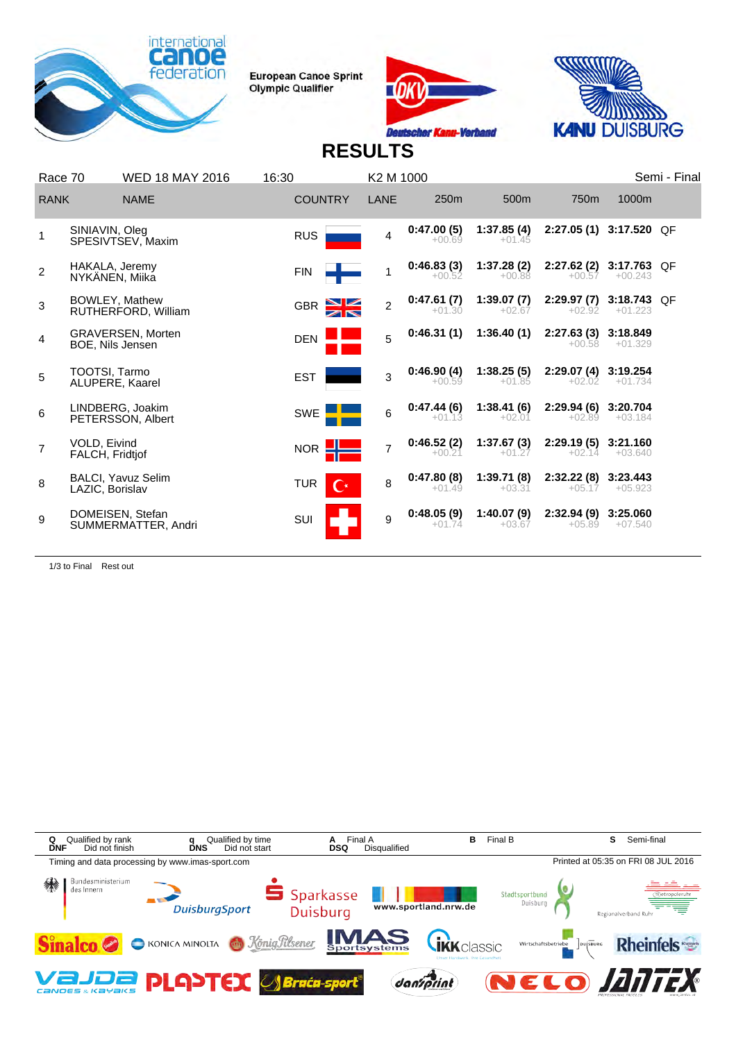European Canoe Sprint Olympic Qualifier

# RESULTS

| Race 70 | WED 18 MAY 2016 | 16:30 | K2 M 1000 | | | | | Semi - Final |
|---|---|---|---|---|---|---|---|---|
| RANK | NAME | COUNTRY | LANE | 250m | 500m | 750m | 1000m | |
| 1 | SINIAVIN, Oleg<br>SPESIVTSEV, Maxim | RUS | 4 | 0:47.00 (5)<br>+00.69 | 1:37.85 (4)<br>+01.45 | 2:27.05 (1) | 3:17.520 | QF |
| 2 | HAKALA, Jeremy<br>NYKÄNEN, Miika | FIN | 1 | 0:46.83 (3)<br>+00.52 | 1:37.28 (2)<br>+00.88 | 2:27.62 (2)<br>+00.57 | 3:17.763<br>+00.243 | QF |
| 3 | BOWLEY, Mathew<br>RUTHERFORD, William | GBR | 2 | 0:47.61 (7)<br>+01.30 | 1:39.07 (7)<br>+02.67 | 2:29.97 (7)<br>+02.92 | 3:18.743<br>+01.223 | QF |
| 4 | GRAVERSEN, Morten<br>BOE, Nils Jensen | DEN | 5 | 0:46.31 (1) | 1:36.40 (1) | 2:27.63 (3)<br>+00.58 | 3:18.849<br>+01.329 | |
| 5 | TOOTSI, Tarmo<br>ALUPERE, Kaarel | EST | 3 | 0:46.90 (4)<br>+00.59 | 1:38.25 (5)<br>+01.85 | 2:29.07 (4)<br>+02.02 | 3:19.254<br>+01.734 | |
| 6 | LINDBERG, Joakim<br>PETERSSON, Albert | SWE | 6 | 0:47.44 (6)<br>+01.13 | 1:38.41 (6)<br>+02.01 | 2:29.94 (6)<br>+02.89 | 3:20.704<br>+03.184 | |
| 7 | VOLD, Eivind<br>FALCH, Fridtjof | NOR | 7 | 0:46.52 (2)<br>+00.21 | 1:37.67 (3)<br>+01.27 | 2:29.19 (5)<br>+02.14 | 3:21.160<br>+03.640 | |
| 8 | BALCI, Yavuz Selim<br>LAZIC, Borislav | TUR | 8 | 0:47.80 (8)<br>+01.49 | 1:39.71 (8)<br>+03.31 | 2:32.22 (8)<br>+05.17 | 3:23.443<br>+05.923 | |
| 9 | DOMEISEN, Stefan<br>SUMMERMATTER, Andri | SUI | 9 | 0:48.05 (9)<br>+01.74 | 1:40.07 (9)<br>+03.67 | 2:32.94 (9)<br>+05.89 | 3:25.060<br>+07.540 | |

1/3 to Final  Rest out

Q Qualified by rank  q Qualified by time  A Final A  B Final B  S Semi-final
DNF Did not finish  DNS Did not start  DSQ Disqualified

Timing and data processing by www.imas-sport.com  Printed at 05:35 on FRI 08 JUL 2016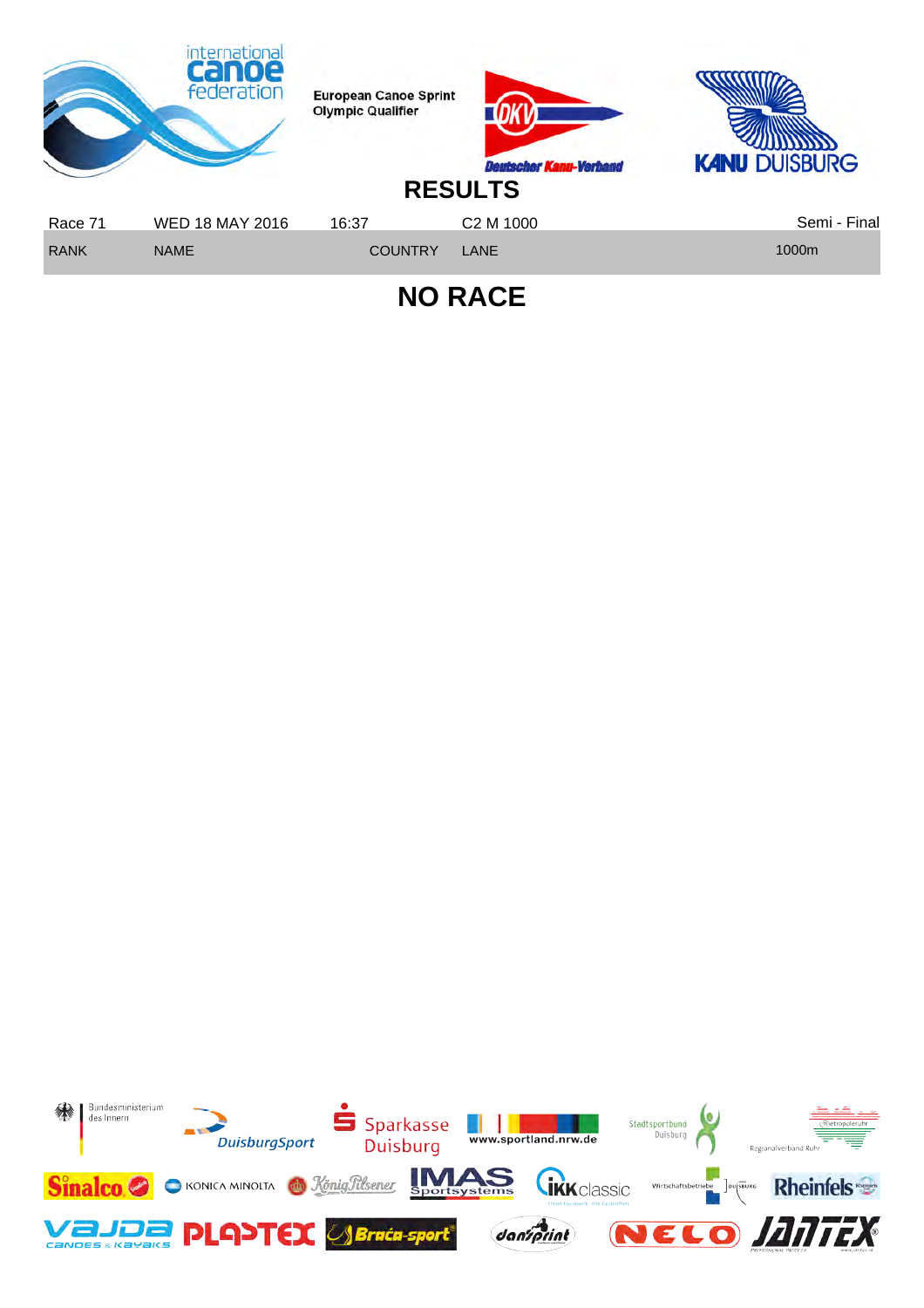European Canoe Sprint Olympic Qualifier

# RESULTS

| Race 71 | WED 18 MAY 2016 | 16:37 | C2 M 1000 | Semi - Final |
|---|---|---|---|---|
| RANK | NAME | COUNTRY | LANE | 1000m |

## NO RACE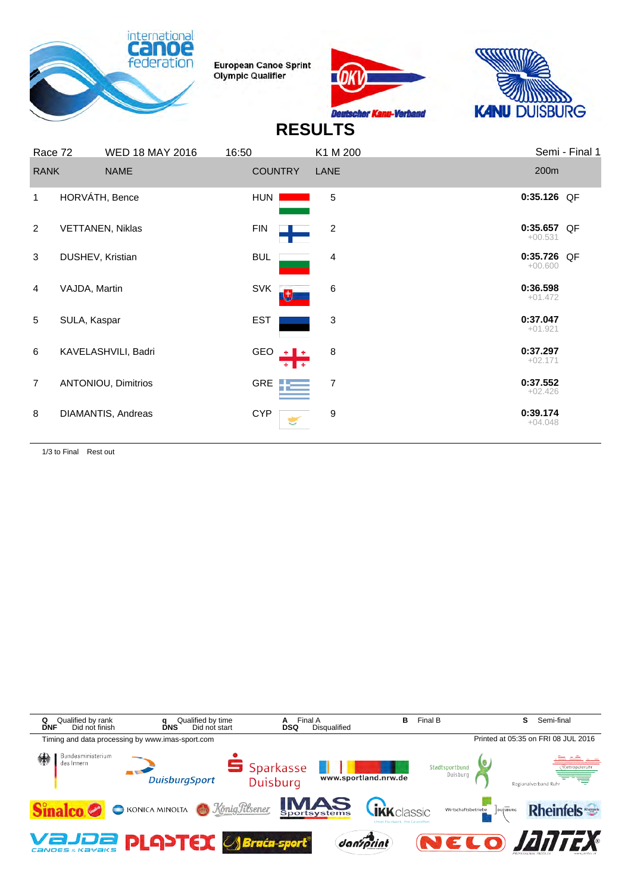European Canoe Sprint Olympic Qualifier

# RESULTS

| Race 72 | WED 18 MAY 2016 | 16:50 | K1 M 200 | Semi - Final 1 | |
|---|---|---|---|---|---|
| RANK | NAME | COUNTRY | LANE | 200m | |
| 1 | HORVÁTH, Bence | HUN | 5 | 0:35.126 | QF |
| 2 | VETTANEN, Niklas | FIN | 2 | 0:35.657 +00.531 | QF |
| 3 | DUSHEV, Kristian | BUL | 4 | 0:35.726 +00.600 | QF |
| 4 | VAJDA, Martin | SVK | 6 | 0:36.598 +01.472 | |
| 5 | SULA, Kaspar | EST | 3 | 0:37.047 +01.921 | |
| 6 | KAVELASHVILI, Badri | GEO | 8 | 0:37.297 +02.171 | |
| 7 | ANTONIOU, Dimitrios | GRE | 7 | 0:37.552 +02.426 | |
| 8 | DIAMANTIS, Andreas | CYP | 9 | 0:39.174 +04.048 | |

1/3 to Final   Rest out

| | | | | |
|---|---|---|---|---|
| **Q** Qualified by rank | **q** Qualified by time | **A** Final A | **B** Final B | **S** Semi-final |
| **DNF** Did not finish | **DNS** Did not start | **DSQ** Disqualified | | |

Timing and data processing by www.imas-sport.com

Printed at 05:35 on FRI 08 JUL 2016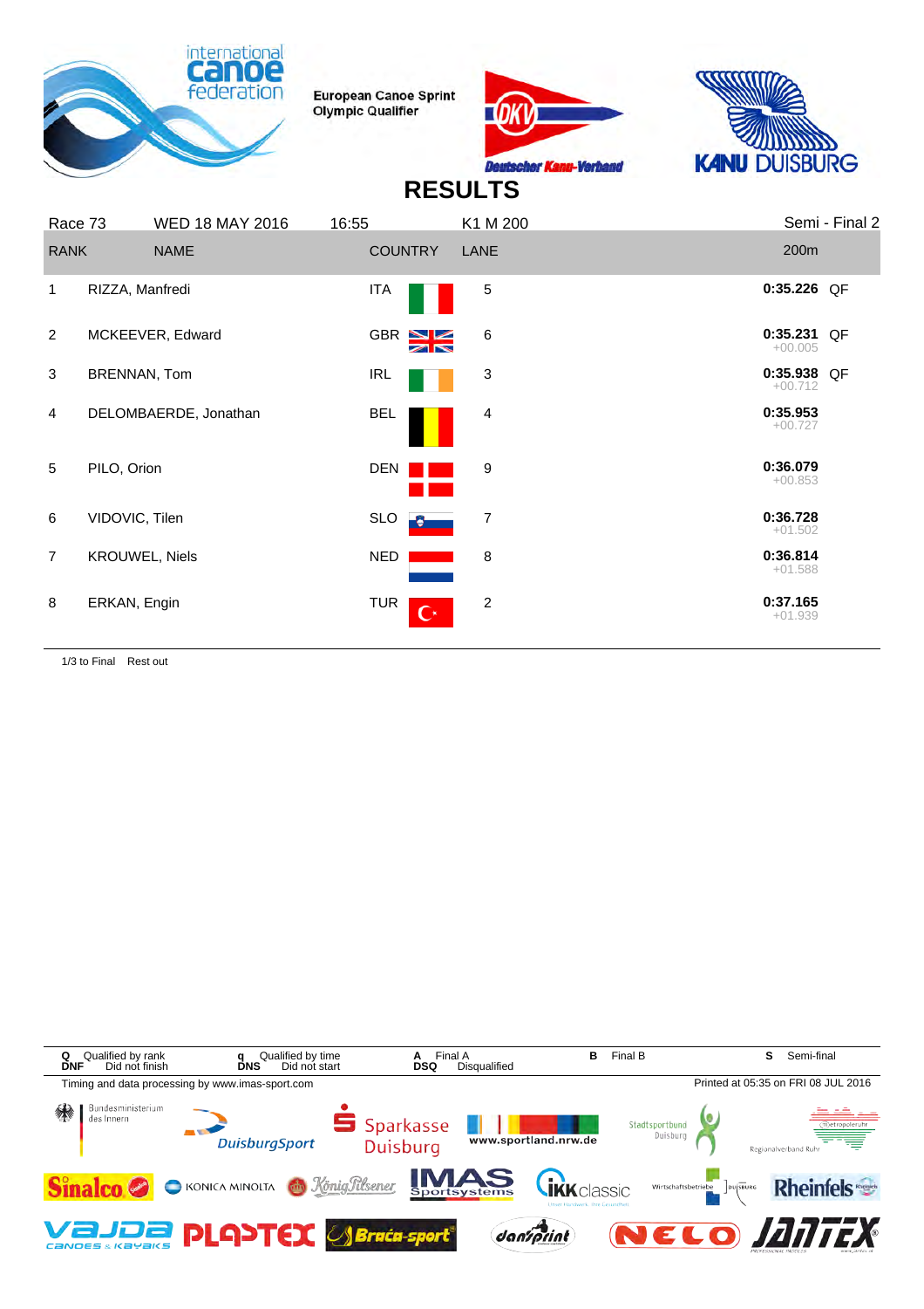European Canoe Sprint Olympic Qualifier

# RESULTS

| Race 73 | WED 18 MAY 2016 | 16:55 | K1 M 200 | | Semi - Final 2 |
|---|---|---|---|---|---|
| **RANK** | **NAME** | **COUNTRY** | **LANE** | **200m** | |
| 1 | RIZZA, Manfredi | ITA | 5 | 0:35.226 | QF |
| 2 | MCKEEVER, Edward | GBR | 6 | 0:35.231 +00.005 | QF |
| 3 | BRENNAN, Tom | IRL | 3 | 0:35.938 +00.712 | QF |
| 4 | DELOMBAERDE, Jonathan | BEL | 4 | 0:35.953 +00.727 | |
| 5 | PILO, Orion | DEN | 9 | 0:36.079 +00.853 | |
| 6 | VIDOVIC, Tilen | SLO | 7 | 0:36.728 +01.502 | |
| 7 | KROUWEL, Niels | NED | 8 | 0:36.814 +01.588 | |
| 8 | ERKAN, Engin | TUR | 2 | 0:37.165 +01.939 | |

1/3 to Final  Rest out

**Q** Qualified by rank  **q** Qualified by time  **A** Final A  **B** Final B  **S** Semi-final
**DNF** Did not finish  **DNS** Did not start  **DSQ** Disqualified

Timing and data processing by www.imas-sport.com  Printed at 05:35 on FRI 08 JUL 2016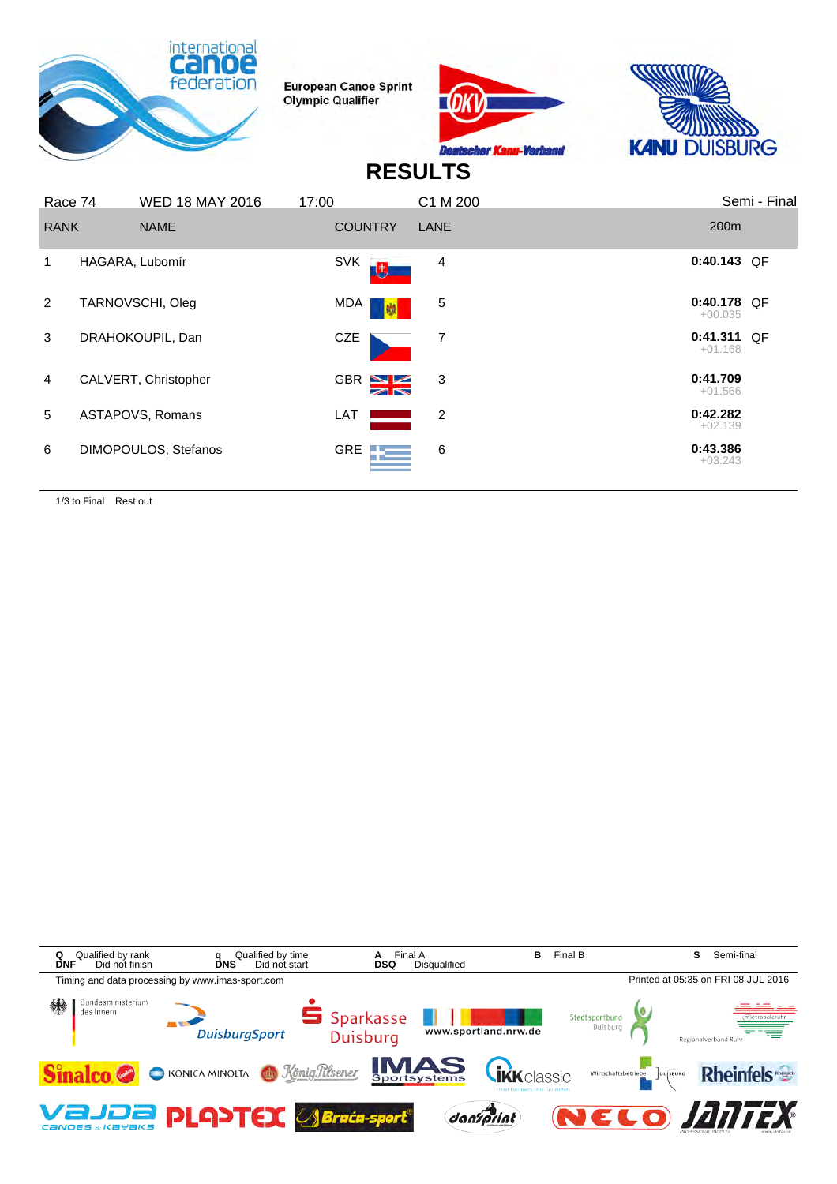European Canoe Sprint Olympic Qualifier

# RESULTS

| Race 74 | WED 18 MAY 2016 | 17:00 | C1 M 200 | Semi - Final |
|---|---|---|---|---|

| RANK | NAME | COUNTRY | LANE | 200m | |
|---|---|---|---|---|---|
| 1 | HAGARA, Lubomír | SVK | 4 | **0:40.143** | QF |
| 2 | TARNOVSCHI, Oleg | MDA | 5 | **0:40.178** +00.035 | QF |
| 3 | DRAHOKOUPIL, Dan | CZE | 7 | **0:41.311** +01.168 | QF |
| 4 | CALVERT, Christopher | GBR | 3 | **0:41.709** +01.566 | |
| 5 | ASTAPOVS, Romans | LAT | 2 | **0:42.282** +02.139 | |
| 6 | DIMOPOULOS, Stefanos | GRE | 6 | **0:43.386** +03.243 | |

1/3 to Final Rest out

| | | | | | | | | |
|---|---|---|---|---|---|---|---|---|
| **Q** Qualified by rank | **q** Qualified by time | **A** Final A | **B** Final B | **S** Semi-final |
| **DNF** Did not finish | **DNS** Did not start | **DSQ** Disqualified | | |

Timing and data processing by www.imas-sport.com

Printed at 05:35 on FRI 08 JUL 2016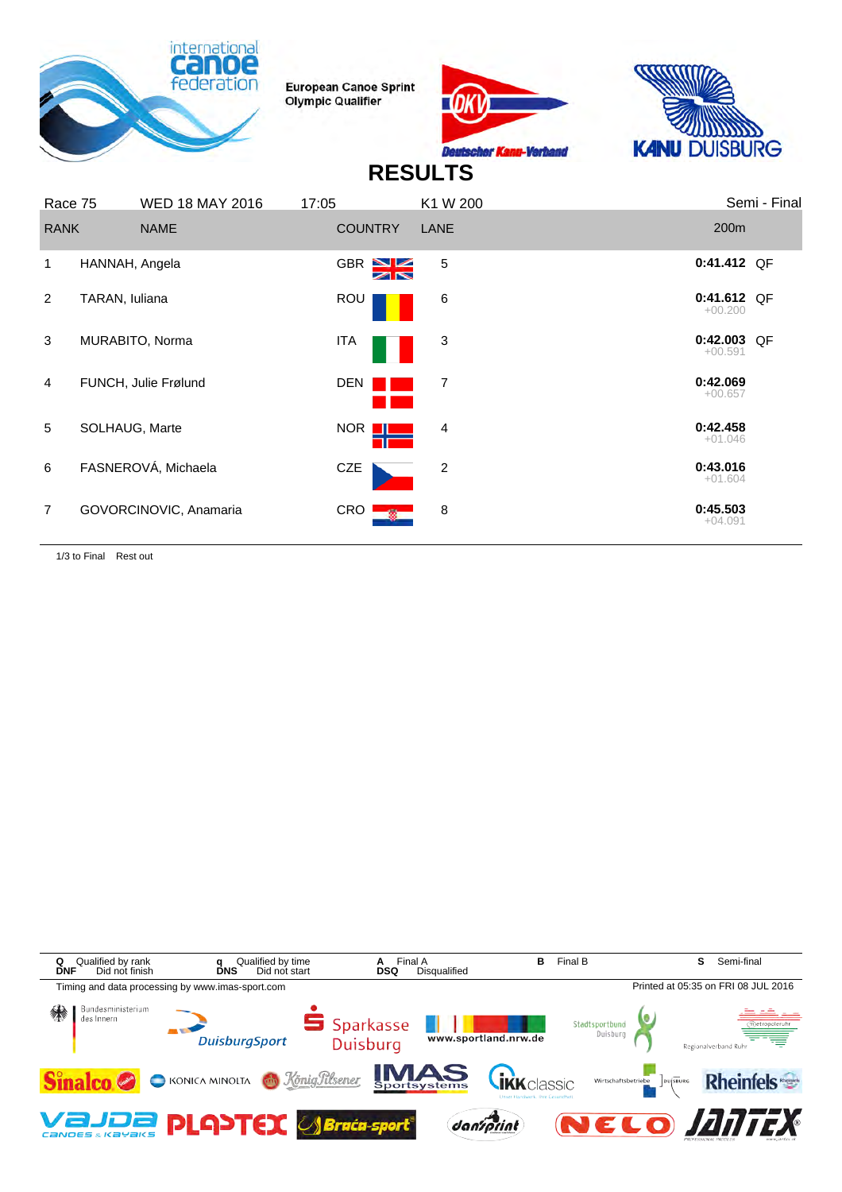European Canoe Sprint Olympic Qualifier

# RESULTS

| Race 75 | WED 18 MAY 2016 | 17:05 | K1 W 200 | | Semi - Final |
|---|---|---|---|---|---|
| **RANK** | **NAME** | **COUNTRY** | **LANE** | **200m** | |
| 1 | HANNAH, Angela | GBR | 5 | **0:41.412** | QF |
| 2 | TARAN, Iuliana | ROU | 6 | **0:41.612** +00.200 | QF |
| 3 | MURABITO, Norma | ITA | 3 | **0:42.003** +00.591 | QF |
| 4 | FUNCH, Julie Frølund | DEN | 7 | **0:42.069** +00.657 | |
| 5 | SOLHAUG, Marte | NOR | 4 | **0:42.458** +01.046 | |
| 6 | FASNEROVÁ, Michaela | CZE | 2 | **0:43.016** +01.604 | |
| 7 | GOVORCINOVIC, Anamaria | CRO | 8 | **0:45.503** +04.091 | |

1/3 to Final Rest out

**Q** Qualified by rank **q** Qualified by time **A** Final A **B** Final B **S** Semi-final
**DNF** Did not finish **DNS** Did not start **DSQ** Disqualified

Timing and data processing by www.imas-sport.com

Printed at 05:35 on FRI 08 JUL 2016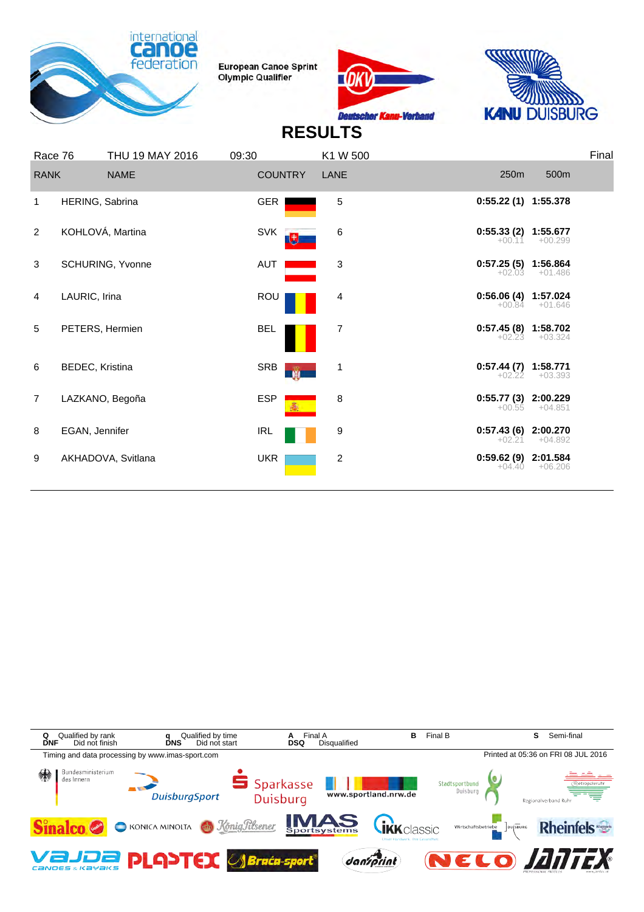European Canoe Sprint Olympic Qualifier

# RESULTS

Race 76 | THU 19 MAY 2016 | 09:30 | K1 W 500 | Final

| RANK | NAME | COUNTRY | LANE | 250m | 500m |
|---|---|---|---|---|---|
| 1 | HERING, Sabrina | GER | 5 | **0:55.22 (1)** | **1:55.378** |
| 2 | KOHLOVÁ, Martina | SVK | 6 | **0:55.33 (2)** +00.11 | **1:55.677** +00.299 |
| 3 | SCHURING, Yvonne | AUT | 3 | **0:57.25 (5)** +02.03 | **1:56.864** +01.486 |
| 4 | LAURIC, Irina | ROU | 4 | **0:56.06 (4)** +00.84 | **1:57.024** +01.646 |
| 5 | PETERS, Hermien | BEL | 7 | **0:57.45 (8)** +02.23 | **1:58.702** +03.324 |
| 6 | BEDEC, Kristina | SRB | 1 | **0:57.44 (7)** +02.22 | **1:58.771** +03.393 |
| 7 | LAZKANO, Begoña | ESP | 8 | **0:55.77 (3)** +00.55 | **2:00.229** +04.851 |
| 8 | EGAN, Jennifer | IRL | 9 | **0:57.43 (6)** +02.21 | **2:00.270** +04.892 |
| 9 | AKHADOVA, Svitlana | UKR | 2 | **0:59.62 (9)** +04.40 | **2:01.584** +06.206 |

**Q** Qualified by rank **q** Qualified by time **A** Final A **B** Final B **S** Semi-final
**DNF** Did not finish **DNS** Did not start **DSQ** Disqualified

Timing and data processing by www.imas-sport.com

Printed at 05:36 on FRI 08 JUL 2016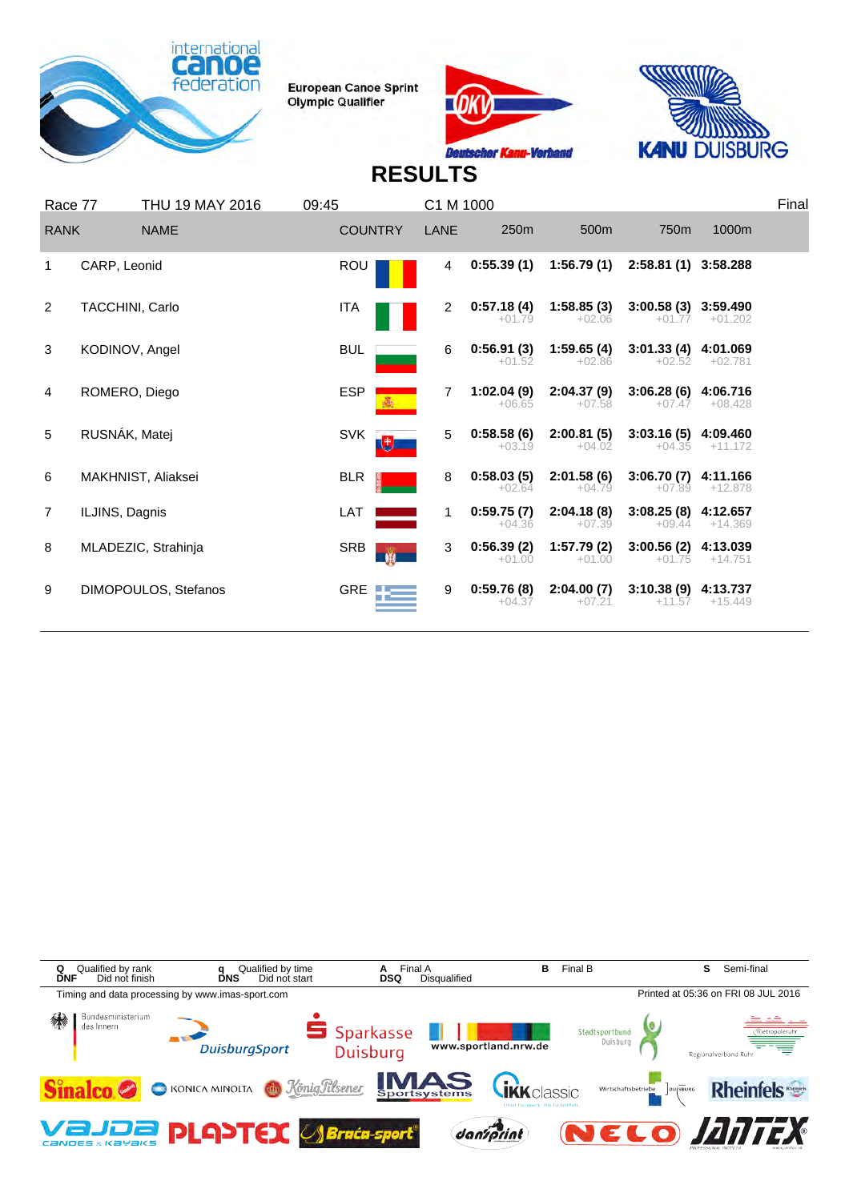European Canoe Sprint Olympic Qualifier

# RESULTS

Race 77 | THU 19 MAY 2016 | 09:45 | C1 M 1000 | Final

| RANK | NAME | COUNTRY | LANE | 250m | 500m | 750m | 1000m |
|---|---|---|---|---|---|---|---|
| 1 | CARP, Leonid | ROU | 4 | **0:55.39 (1)** | **1:56.79 (1)** | **2:58.81 (1)** | **3:58.288** |
| 2 | TACCHINI, Carlo | ITA | 2 | **0:57.18 (4)** +01.79 | **1:58.85 (3)** +02.06 | **3:00.58 (3)** +01.77 | **3:59.490** +01.202 |
| 3 | KODINOV, Angel | BUL | 6 | **0:56.91 (3)** +01.52 | **1:59.65 (4)** +02.86 | **3:01.33 (4)** +02.52 | **4:01.069** +02.781 |
| 4 | ROMERO, Diego | ESP | 7 | **1:02.04 (9)** +06.65 | **2:04.37 (9)** +07.58 | **3:06.28 (6)** +07.47 | **4:06.716** +08.428 |
| 5 | RUSNÁK, Matej | SVK | 5 | **0:58.58 (6)** +03.19 | **2:00.81 (5)** +04.02 | **3:03.16 (5)** +04.35 | **4:09.460** +11.172 |
| 6 | MAKHNIST, Aliaksei | BLR | 8 | **0:58.03 (5)** +02.64 | **2:01.58 (6)** +04.79 | **3:06.70 (7)** +07.89 | **4:11.166** +12.878 |
| 7 | ILJINS, Dagnis | LAT | 1 | **0:59.75 (7)** +04.36 | **2:04.18 (8)** +07.39 | **3:08.25 (8)** +09.44 | **4:12.657** +14.369 |
| 8 | MLADEZIC, Strahinja | SRB | 3 | **0:56.39 (2)** +01.00 | **1:57.79 (2)** +01.00 | **3:00.56 (2)** +01.75 | **4:13.039** +14.751 |
| 9 | DIMOPOULOS, Stefanos | GRE | 9 | **0:59.76 (8)** +04.37 | **2:04.00 (7)** +07.21 | **3:10.38 (9)** +11.57 | **4:13.737** +15.449 |

**Q** Qualified by rank **q** Qualified by time **A** Final A **B** Final B **S** Semi-final
**DNF** Did not finish **DNS** Did not start **DSQ** Disqualified

Timing and data processing by www.imas-sport.com

Printed at 05:36 on FRI 08 JUL 2016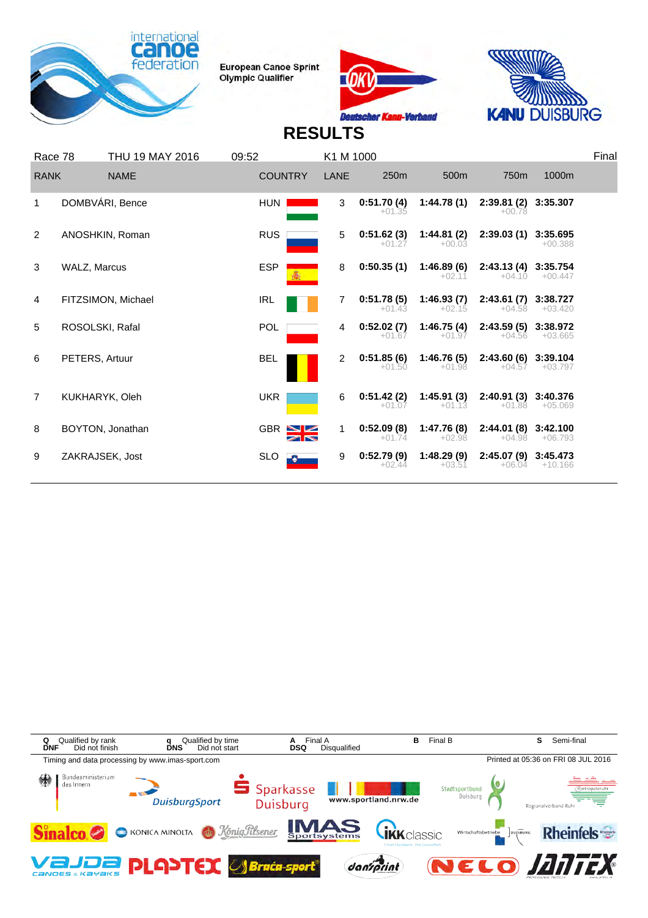European Canoe Sprint Olympic Qualifier

# RESULTS

Race 78 | THU 19 MAY 2016 | 09:52 | K1 M 1000 | Final

| RANK | NAME | COUNTRY | LANE | 250m | 500m | 750m | 1000m |
|---|---|---|---|---|---|---|---|
| 1 | DOMBVÁRI, Bence | HUN | 3 | **0:51.70 (4)** +01.35 | **1:44.78 (1)** | **2:39.81 (2)** +00.78 | **3:35.307** |
| 2 | ANOSHKIN, Roman | RUS | 5 | **0:51.62 (3)** +01.27 | **1:44.81 (2)** +00.03 | **2:39.03 (1)** | **3:35.695** +00.388 |
| 3 | WALZ, Marcus | ESP | 8 | **0:50.35 (1)** | **1:46.89 (6)** +02.11 | **2:43.13 (4)** +04.10 | **3:35.754** +00.447 |
| 4 | FITZSIMON, Michael | IRL | 7 | **0:51.78 (5)** +01.43 | **1:46.93 (7)** +02.15 | **2:43.61 (7)** +04.58 | **3:38.727** +03.420 |
| 5 | ROSOLSKI, Rafal | POL | 4 | **0:52.02 (7)** +01.67 | **1:46.75 (4)** +01.97 | **2:43.59 (5)** +04.56 | **3:38.972** +03.665 |
| 6 | PETERS, Artuur | BEL | 2 | **0:51.85 (6)** +01.50 | **1:46.76 (5)** +01.98 | **2:43.60 (6)** +04.57 | **3:39.104** +03.797 |
| 7 | KUKHARYK, Oleh | UKR | 6 | **0:51.42 (2)** +01.07 | **1:45.91 (3)** +01.13 | **2:40.91 (3)** +01.88 | **3:40.376** +05.069 |
| 8 | BOYTON, Jonathan | GBR | 1 | **0:52.09 (8)** +01.74 | **1:47.76 (8)** +02.98 | **2:44.01 (8)** +04.98 | **3:42.100** +06.793 |
| 9 | ZAKRAJSEK, Jost | SLO | 9 | **0:52.79 (9)** +02.44 | **1:48.29 (9)** +03.51 | **2:45.07 (9)** +06.04 | **3:45.473** +10.166 |

Q Qualified by rank | q Qualified by time | A Final A | B Final B | S Semi-final
DNF Did not finish | DNS Did not start | DSQ Disqualified

Timing and data processing by www.imas-sport.com

Printed at 05:36 on FRI 08 JUL 2016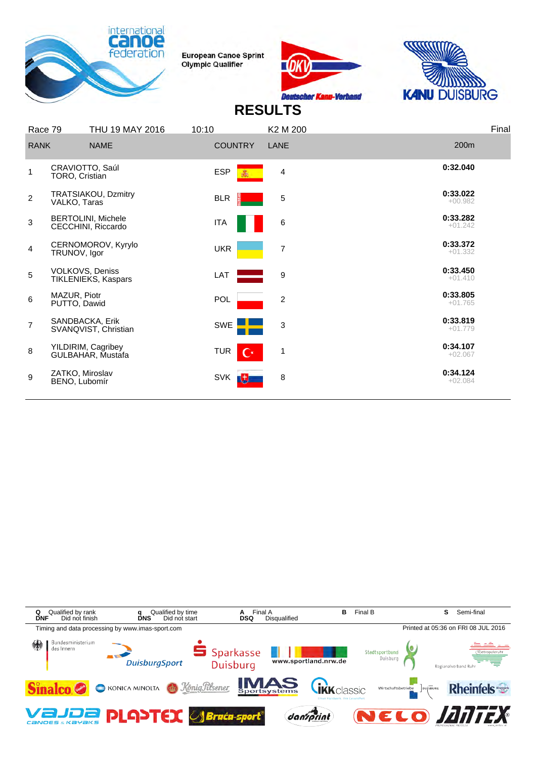European Canoe Sprint Olympic Qualifier

# RESULTS

Race 79 | THU 19 MAY 2016 | 10:10 | K2 M 200 | Final

| RANK | NAME | COUNTRY | LANE | 200m |
|---|---|---|---|---|
| 1 | CRAVIOTTO, Saúl<br>TORO, Cristian | ESP | 4 | **0:32.040** |
| 2 | TRATSIAKOU, Dzmitry<br>VALKO, Taras | BLR | 5 | **0:33.022**<br>+00.982 |
| 3 | BERTOLINI, Michele<br>CECCHINI, Riccardo | ITA | 6 | **0:33.282**<br>+01.242 |
| 4 | CERNOMOROV, Kyrylo<br>TRUNOV, Igor | UKR | 7 | **0:33.372**<br>+01.332 |
| 5 | VOLKOVS, Deniss<br>TIKLENIEKS, Kaspars | LAT | 9 | **0:33.450**<br>+01.410 |
| 6 | MAZUR, Piotr<br>PUTTO, Dawid | POL | 2 | **0:33.805**<br>+01.765 |
| 7 | SANDBACKA, Erik<br>SVANQVIST, Christian | SWE | 3 | **0:33.819**<br>+01.779 |
| 8 | YILDIRIM, Cagribey<br>GULBAHAR, Mustafa | TUR | 1 | **0:34.107**<br>+02.067 |
| 9 | ZATKO, Miroslav<br>BENO, Lubomír | SVK | 8 | **0:34.124**<br>+02.084 |

**Q** Qualified by rank **q** Qualified by time **A** Final A **B** Final B **S** Semi-final
**DNF** Did not finish **DNS** Did not start **DSQ** Disqualified

Timing and data processing by www.imas-sport.com

Printed at 05:36 on FRI 08 JUL 2016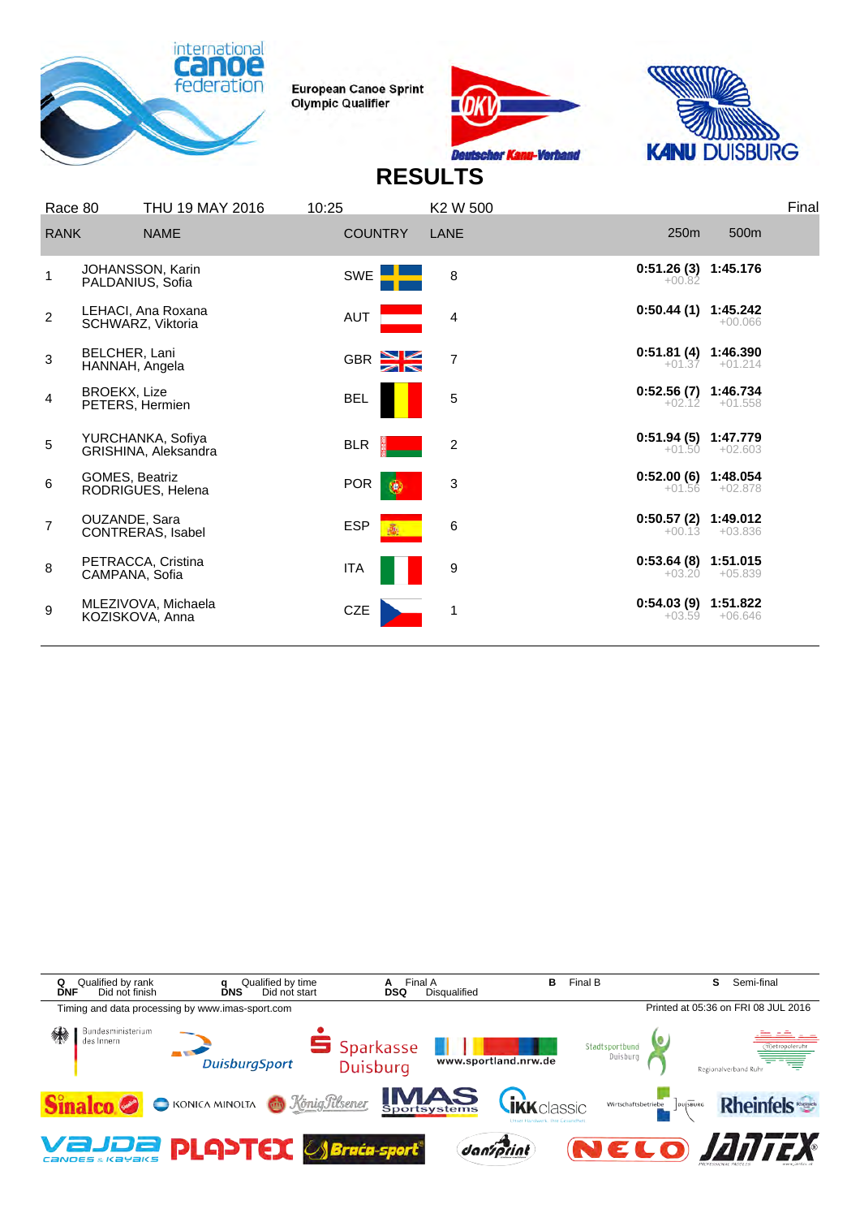European Canoe Sprint Olympic Qualifier

# RESULTS

Race 80 | THU 19 MAY 2016 | 10:25 | K2 W 500 | Final

| RANK | NAME | COUNTRY | LANE | 250m | 500m |
|---|---|---|---|---|---|
| 1 | JOHANSSON, Karin<br>PALDANIUS, Sofia | SWE | 8 | 0:51.26 (3)<br>+00.82 | 1:45.176 |
| 2 | LEHACI, Ana Roxana<br>SCHWARZ, Viktoria | AUT | 4 | 0:50.44 (1) | 1:45.242<br>+00.066 |
| 3 | BELCHER, Lani<br>HANNAH, Angela | GBR | 7 | 0:51.81 (4)<br>+01.37 | 1:46.390<br>+01.214 |
| 4 | BROEKX, Lize<br>PETERS, Hermien | BEL | 5 | 0:52.56 (7)<br>+02.12 | 1:46.734<br>+01.558 |
| 5 | YURCHANKA, Sofiya<br>GRISHINA, Aleksandra | BLR | 2 | 0:51.94 (5)<br>+01.50 | 1:47.779<br>+02.603 |
| 6 | GOMES, Beatriz<br>RODRIGUES, Helena | POR | 3 | 0:52.00 (6)<br>+01.56 | 1:48.054<br>+02.878 |
| 7 | OUZANDE, Sara<br>CONTRERAS, Isabel | ESP | 6 | 0:50.57 (2)<br>+00.13 | 1:49.012<br>+03.836 |
| 8 | PETRACCA, Cristina<br>CAMPANA, Sofia | ITA | 9 | 0:53.64 (8)<br>+03.20 | 1:51.015<br>+05.839 |
| 9 | MLEZIVOVA, Michaela<br>KOZISKOVA, Anna | CZE | 1 | 0:54.03 (9)<br>+03.59 | 1:51.822<br>+06.646 |

**Q** Qualified by rank | **q** Qualified by time | **A** Final A | **B** Final B | **S** Semi-final
**DNF** Did not finish | **DNS** Did not start | **DSQ** Disqualified

Timing and data processing by www.imas-sport.com

Printed at 05:36 on FRI 08 JUL 2016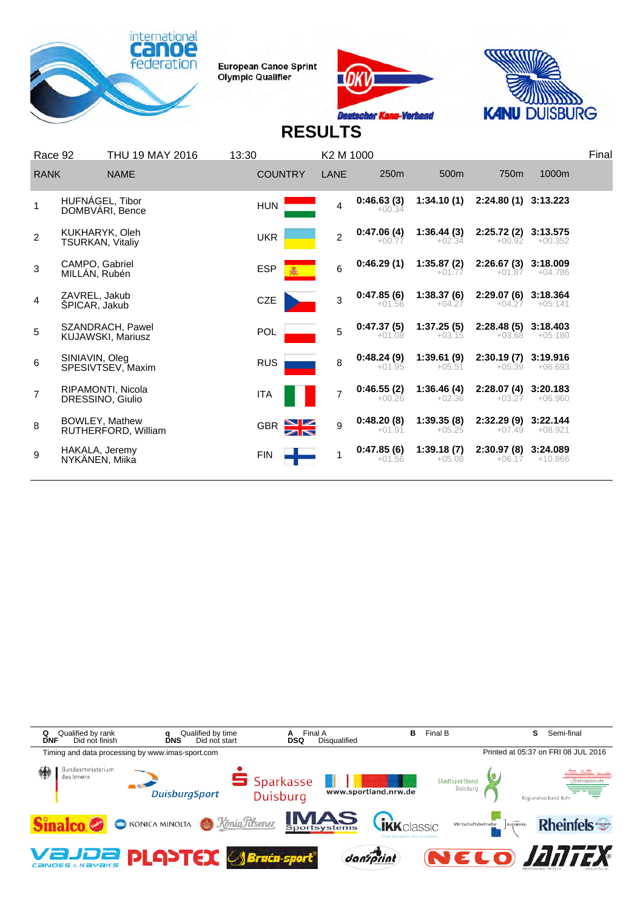European Canoe Sprint Olympic Qualifier

# RESULTS

Race 92 | THU 19 MAY 2016 | 13:30 | K2 M 1000 | Final

| RANK | NAME | COUNTRY | LANE | 250m | 500m | 750m | 1000m |
|---|---|---|---|---|---|---|---|
| 1 | HUFNÁGEL, Tibor<br>DOMBVÁRI, Bence | HUN | 4 | 0:46.63 (3)<br>+00.34 | 1:34.10 (1) | 2:24.80 (1) | 3:13.223 |
| 2 | KUKHARYK, Oleh<br>TSURKAN, Vitaliy | UKR | 2 | 0:47.06 (4)<br>+00.77 | 1:36.44 (3)<br>+02.34 | 2:25.72 (2)<br>+00.92 | 3:13.575<br>+00.352 |
| 3 | CAMPO, Gabriel<br>MILLÁN, Rubén | ESP | 6 | 0:46.29 (1) | 1:35.87 (2)<br>+01.77 | 2:26.67 (3)<br>+01.87 | 3:18.009<br>+04.786 |
| 4 | ZAVREL, Jakub<br>ŠPICAR, Jakub | CZE | 3 | 0:47.85 (6)<br>+01.56 | 1:38.37 (6)<br>+04.27 | 2:29.07 (6)<br>+04.27 | 3:18.364<br>+05.141 |
| 5 | SZANDRACH, Pawel<br>KUJAWSKI, Mariusz | POL | 5 | 0:47.37 (5)<br>+01.08 | 1:37.25 (5)<br>+03.15 | 2:28.48 (5)<br>+03.68 | 3:18.403<br>+05.180 |
| 6 | SINIAVIN, Oleg<br>SPESIVTSEV, Maxim | RUS | 8 | 0:48.24 (9)<br>+01.95 | 1:39.61 (9)<br>+05.51 | 2:30.19 (7)<br>+05.39 | 3:19.916<br>+06.693 |
| 7 | RIPAMONTI, Nicola<br>DRESSINO, Giulio | ITA | 7 | 0:46.55 (2)<br>+00.26 | 1:36.46 (4)<br>+02.36 | 2:28.07 (4)<br>+03.27 | 3:20.183<br>+06.960 |
| 8 | BOWLEY, Mathew<br>RUTHERFORD, William | GBR | 9 | 0:48.20 (8)<br>+01.91 | 1:39.35 (8)<br>+05.25 | 2:32.29 (9)<br>+07.49 | 3:22.144<br>+08.921 |
| 9 | HAKALA, Jeremy<br>NYKÄNEN, Miika | FIN | 1 | 0:47.85 (6)<br>+01.56 | 1:39.18 (7)<br>+05.08 | 2:30.97 (8)<br>+06.17 | 3:24.089<br>+10.866 |

Q Qualified by rank | q Qualified by time | A Final A | B Final B | S Semi-final
DNF Did not finish | DNS Did not start | DSQ Disqualified

Timing and data processing by www.imas-sport.com

Printed at 05:37 on FRI 08 JUL 2016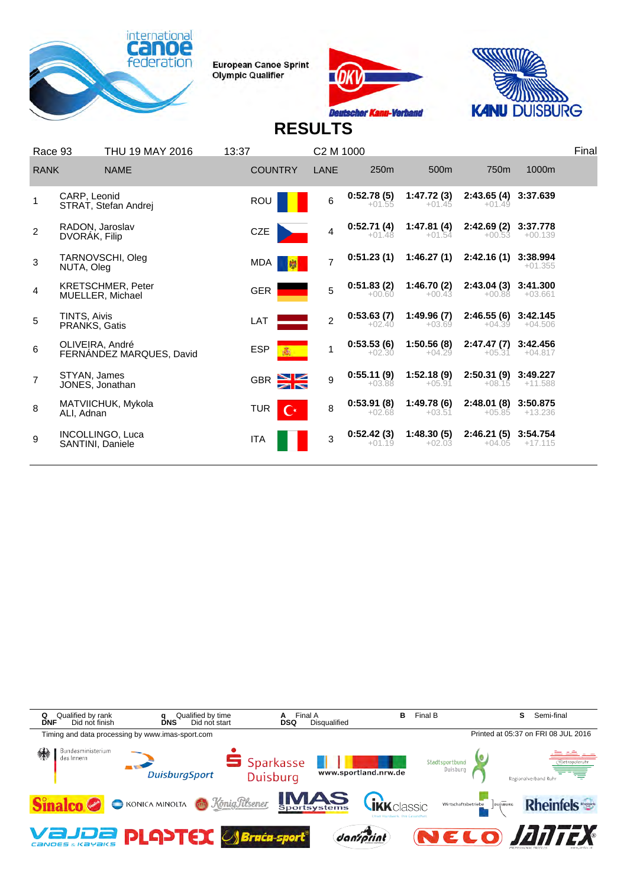European Canoe Sprint Olympic Qualifier

# RESULTS

Race 93 | THU 19 MAY 2016 | 13:37 | C2 M 1000 | Final

| RANK | NAME | COUNTRY | LANE | 250m | 500m | 750m | 1000m |
|---|---|---|---|---|---|---|---|
| 1 | CARP, Leonid<br>STRAT, Stefan Andrej | ROU | 6 | 0:52.78 (5)<br>+01.55 | 1:47.72 (3)<br>+01.45 | 2:43.65 (4)<br>+01.49 | 3:37.639 |
| 2 | RADON, Jaroslav<br>DVORÁK, Filip | CZE | 4 | 0:52.71 (4)<br>+01.48 | 1:47.81 (4)<br>+01.54 | 2:42.69 (2)<br>+00.53 | 3:37.778<br>+00.139 |
| 3 | TARNOVSCHI, Oleg<br>NUTA, Oleg | MDA | 7 | 0:51.23 (1) | 1:46.27 (1) | 2:42.16 (1) | 3:38.994<br>+01.355 |
| 4 | KRETSCHMER, Peter<br>MUELLER, Michael | GER | 5 | 0:51.83 (2)<br>+00.60 | 1:46.70 (2)<br>+00.43 | 2:43.04 (3)<br>+00.88 | 3:41.300<br>+03.661 |
| 5 | TINTS, Aivis<br>PRANKS, Gatis | LAT | 2 | 0:53.63 (7)<br>+02.40 | 1:49.96 (7)<br>+03.69 | 2:46.55 (6)<br>+04.39 | 3:42.145<br>+04.506 |
| 6 | OLIVEIRA, André<br>FERNÁNDEZ MARQUES, David | ESP | 1 | 0:53.53 (6)<br>+02.30 | 1:50.56 (8)<br>+04.29 | 2:47.47 (7)<br>+05.31 | 3:42.456<br>+04.817 |
| 7 | STYAN, James<br>JONES, Jonathan | GBR | 9 | 0:55.11 (9)<br>+03.88 | 1:52.18 (9)<br>+05.91 | 2:50.31 (9)<br>+08.15 | 3:49.227<br>+11.588 |
| 8 | MATVIICHUK, Mykola<br>ALI, Adnan | TUR | 8 | 0:53.91 (8)<br>+02.68 | 1:49.78 (6)<br>+03.51 | 2:48.01 (8)<br>+05.85 | 3:50.875<br>+13.236 |
| 9 | INCOLLINGO, Luca<br>SANTINI, Daniele | ITA | 3 | 0:52.42 (3)<br>+01.19 | 1:48.30 (5)<br>+02.03 | 2:46.21 (5)<br>+04.05 | 3:54.754<br>+17.115 |

Q Qualified by rank · DNF Did not finish · q Qualified by time · DNS Did not start · A Final A · DSQ Disqualified · B Final B · S Semi-final

Timing and data processing by www.imas-sport.com

Printed at 05:37 on FRI 08 JUL 2016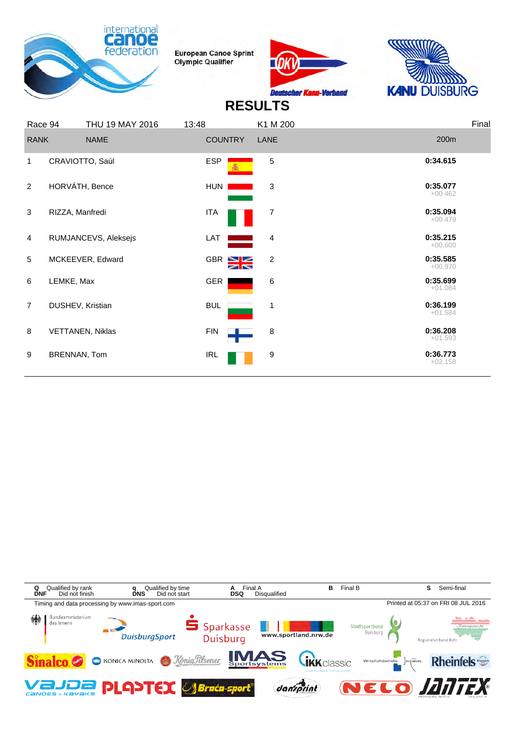European Canoe Sprint Olympic Qualifier

# RESULTS

Race 94 | THU 19 MAY 2016 | 13:48 | K1 M 200 | Final

| RANK | NAME | COUNTRY | LANE | 200m |
|---|---|---|---|---|
| 1 | CRAVIOTTO, Saúl | ESP | 5 | 0:34.615 |
| 2 | HORVÁTH, Bence | HUN | 3 | 0:35.077 +00.462 |
| 3 | RIZZA, Manfredi | ITA | 7 | 0:35.094 +00.479 |
| 4 | RUMJANCEVS, Aleksejs | LAT | 4 | 0:35.215 +00.600 |
| 5 | MCKEEVER, Edward | GBR | 2 | 0:35.585 +00.970 |
| 6 | LEMKE, Max | GER | 6 | 0:35.699 +01.084 |
| 7 | DUSHEV, Kristian | BUL | 1 | 0:36.199 +01.584 |
| 8 | VETTANEN, Niklas | FIN | 8 | 0:36.208 +01.593 |
| 9 | BRENNAN, Tom | IRL | 9 | 0:36.773 +02.158 |

Q Qualified by rank | q Qualified by time | A Final A | B Final B | S Semi-final
DNF Did not finish | DNS Did not start | DSQ Disqualified

Timing and data processing by www.imas-sport.com

Printed at 05:37 on FRI 08 JUL 2016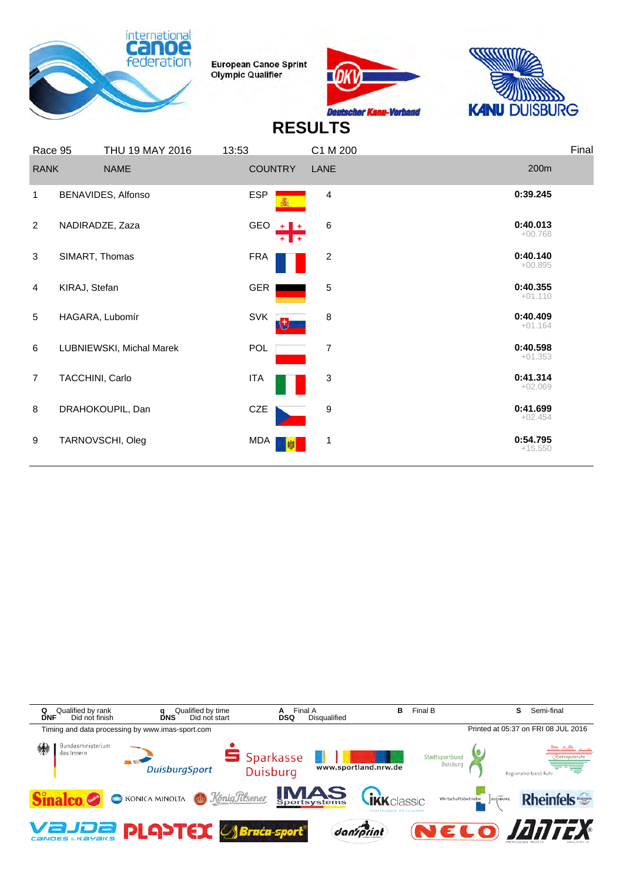European Canoe Sprint Olympic Qualifier

# RESULTS

| Race 95 | THU 19 MAY 2016 | 13:53 | C1 M 200 | | Final |
|---|---|---|---|---|---|
| **RANK** | **NAME** | **COUNTRY** | **LANE** | | **200m** |
| 1 | BENAVIDES, Alfonso | ESP | 4 | | **0:39.245** |
| 2 | NADIRADZE, Zaza | GEO | 6 | | **0:40.013** +00.768 |
| 3 | SIMART, Thomas | FRA | 2 | | **0:40.140** +00.895 |
| 4 | KIRAJ, Stefan | GER | 5 | | **0:40.355** +01.110 |
| 5 | HAGARA, Lubomír | SVK | 8 | | **0:40.409** +01.164 |
| 6 | LUBNIEWSKI, Michal Marek | POL | 7 | | **0:40.598** +01.353 |
| 7 | TACCHINI, Carlo | ITA | 3 | | **0:41.314** +02.069 |
| 8 | DRAHOKOUPIL, Dan | CZE | 9 | | **0:41.699** +02.454 |
| 9 | TARNOVSCHI, Oleg | MDA | 1 | | **0:54.795** +15.550 |

**Q** Qualified by rank **q** Qualified by time **A** Final A **B** Final B **S** Semi-final
**DNF** Did not finish **DNS** Did not start **DSQ** Disqualified

Timing and data processing by www.imas-sport.com

Printed at 05:37 on FRI 08 JUL 2016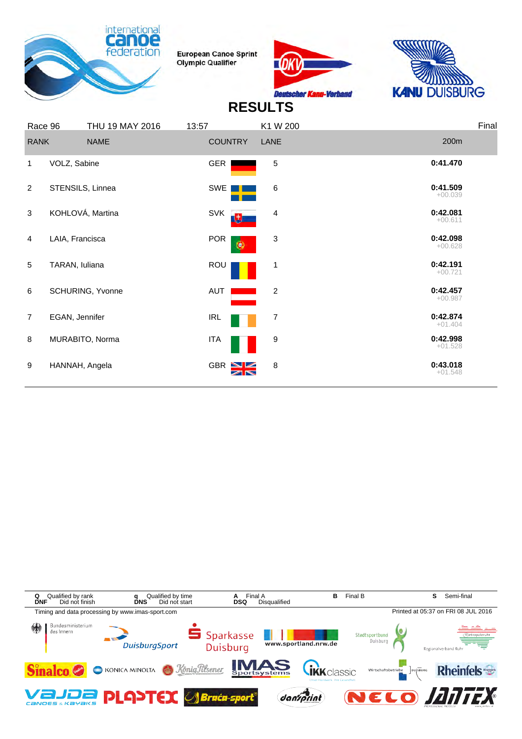European Canoe Sprint Olympic Qualifier

# RESULTS

Race 96 | THU 19 MAY 2016 | 13:57 | K1 W 200 | Final

| RANK | NAME | COUNTRY | LANE | 200m |
|---|---|---|---|---|
| 1 | VOLZ, Sabine | GER | 5 | 0:41.470 |
| 2 | STENSILS, Linnea | SWE | 6 | 0:41.509 +00.039 |
| 3 | KOHLOVÁ, Martina | SVK | 4 | 0:42.081 +00.611 |
| 4 | LAIA, Francisca | POR | 3 | 0:42.098 +00.628 |
| 5 | TARAN, Iuliana | ROU | 1 | 0:42.191 +00.721 |
| 6 | SCHURING, Yvonne | AUT | 2 | 0:42.457 +00.987 |
| 7 | EGAN, Jennifer | IRL | 7 | 0:42.874 +01.404 |
| 8 | MURABITO, Norma | ITA | 9 | 0:42.998 +01.528 |
| 9 | HANNAH, Angela | GBR | 8 | 0:43.018 +01.548 |

Q Qualified by rank, q Qualified by time, A Final A, B Final B, S Semi-final
DNF Did not finish, DNS Did not start, DSQ Disqualified

Timing and data processing by www.imas-sport.com

Printed at 05:37 on FRI 08 JUL 2016